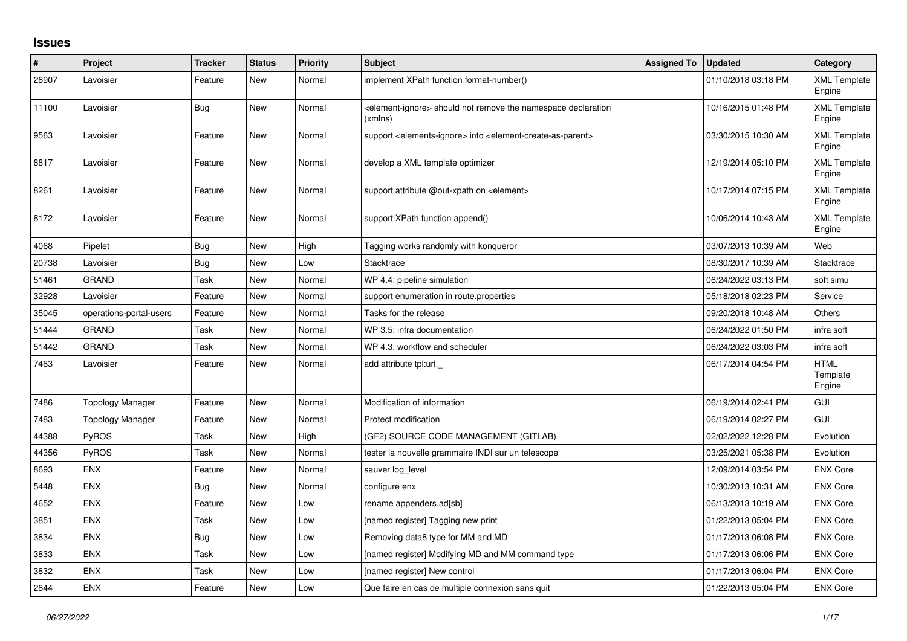# Issues

| # | Project | Tracker | Status | Priority | Subject | Assigned To | Updated | Category |
|---|---|---|---|---|---|---|---|---|
| 26907 | Lavoisier | Feature | New | Normal | implement XPath function format-number() | | 01/10/2018 03:18 PM | XML Template Engine |
| 11100 | Lavoisier | Bug | New | Normal | <element-ignore> should not remove the namespace declaration (xmlns) | | 10/16/2015 01:48 PM | XML Template Engine |
| 9563 | Lavoisier | Feature | New | Normal | support <elements-ignore> into <element-create-as-parent> | | 03/30/2015 10:30 AM | XML Template Engine |
| 8817 | Lavoisier | Feature | New | Normal | develop a XML template optimizer | | 12/19/2014 05:10 PM | XML Template Engine |
| 8261 | Lavoisier | Feature | New | Normal | support attribute @out-xpath on <element> | | 10/17/2014 07:15 PM | XML Template Engine |
| 8172 | Lavoisier | Feature | New | Normal | support XPath function append() | | 10/06/2014 10:43 AM | XML Template Engine |
| 4068 | Pipelet | Bug | New | High | Tagging works randomly with konqueror | | 03/07/2013 10:39 AM | Web |
| 20738 | Lavoisier | Bug | New | Low | Stacktrace | | 08/30/2017 10:39 AM | Stacktrace |
| 51461 | GRAND | Task | New | Normal | WP 4.4: pipeline simulation | | 06/24/2022 03:13 PM | soft simu |
| 32928 | Lavoisier | Feature | New | Normal | support enumeration in route.properties | | 05/18/2018 02:23 PM | Service |
| 35045 | operations-portal-users | Feature | New | Normal | Tasks for the release | | 09/20/2018 10:48 AM | Others |
| 51444 | GRAND | Task | New | Normal | WP 3.5: infra documentation | | 06/24/2022 01:50 PM | infra soft |
| 51442 | GRAND | Task | New | Normal | WP 4.3: workflow and scheduler | | 06/24/2022 03:03 PM | infra soft |
| 7463 | Lavoisier | Feature | New | Normal | add attribute tpl:url._ | | 06/17/2014 04:54 PM | HTML Template Engine |
| 7486 | Topology Manager | Feature | New | Normal | Modification of information | | 06/19/2014 02:41 PM | GUI |
| 7483 | Topology Manager | Feature | New | Normal | Protect modification | | 06/19/2014 02:27 PM | GUI |
| 44388 | PyROS | Task | New | High | (GF2) SOURCE CODE MANAGEMENT (GITLAB) | | 02/02/2022 12:28 PM | Evolution |
| 44356 | PyROS | Task | New | Normal | tester la nouvelle grammaire INDI sur un telescope | | 03/25/2021 05:38 PM | Evolution |
| 8693 | ENX | Feature | New | Normal | sauver log_level | | 12/09/2014 03:54 PM | ENX Core |
| 5448 | ENX | Bug | New | Normal | configure enx | | 10/30/2013 10:31 AM | ENX Core |
| 4652 | ENX | Feature | New | Low | rename appenders.ad[sb] | | 06/13/2013 10:19 AM | ENX Core |
| 3851 | ENX | Task | New | Low | [named register] Tagging new print | | 01/22/2013 05:04 PM | ENX Core |
| 3834 | ENX | Bug | New | Low | Removing data8 type for MM and MD | | 01/17/2013 06:08 PM | ENX Core |
| 3833 | ENX | Task | New | Low | [named register] Modifying MD and MM command type | | 01/17/2013 06:06 PM | ENX Core |
| 3832 | ENX | Task | New | Low | [named register] New control | | 01/17/2013 06:04 PM | ENX Core |
| 2644 | ENX | Feature | New | Low | Que faire en cas de multiple connexion sans quit | | 01/22/2013 05:04 PM | ENX Core |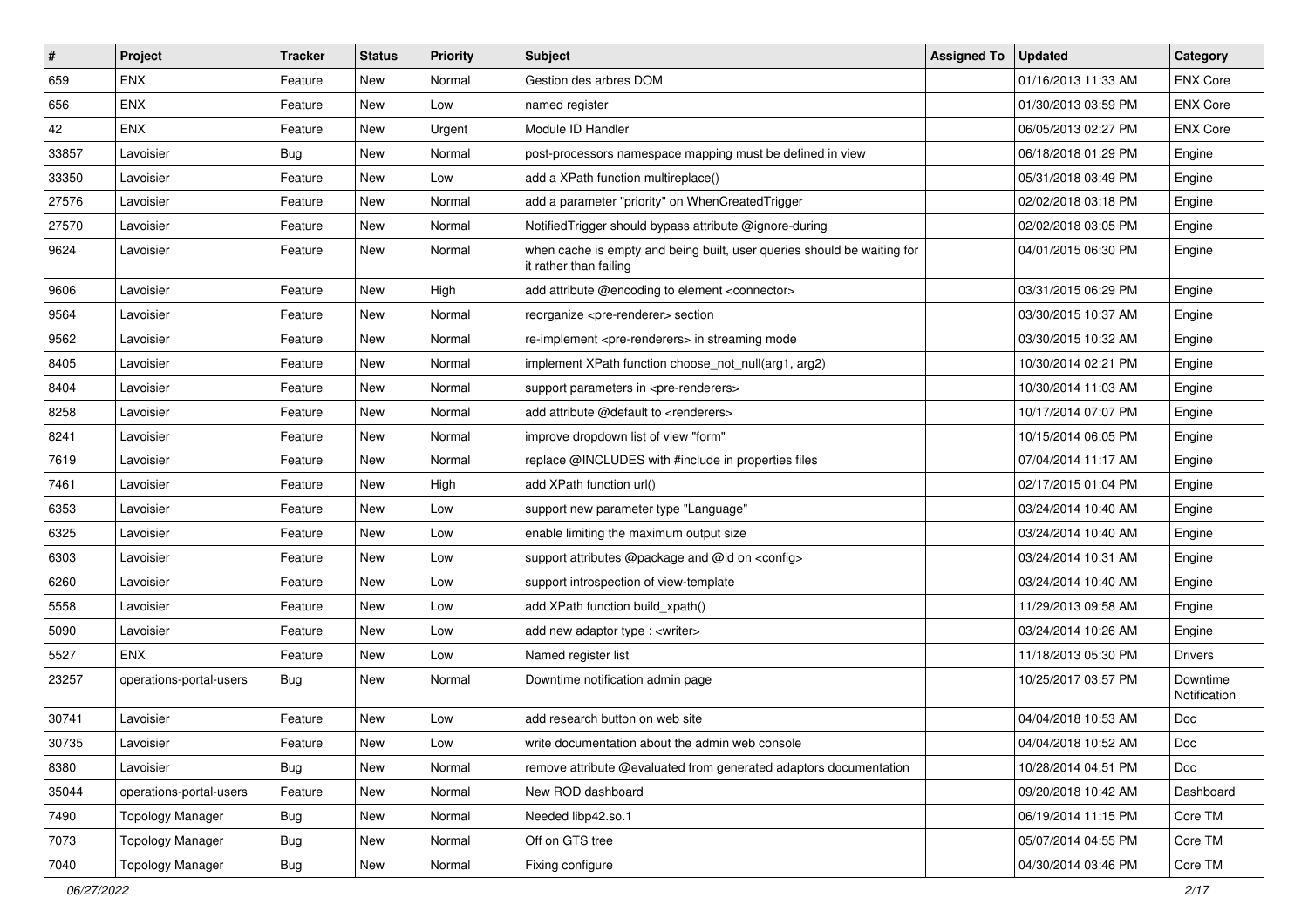| # | Project | Tracker | Status | Priority | Subject | Assigned To | Updated | Category |
|---|---|---|---|---|---|---|---|---|
| 659 | ENX | Feature | New | Normal | Gestion des arbres DOM | | 01/16/2013 11:33 AM | ENX Core |
| 656 | ENX | Feature | New | Low | named register | | 01/30/2013 03:59 PM | ENX Core |
| 42 | ENX | Feature | New | Urgent | Module ID Handler | | 06/05/2013 02:27 PM | ENX Core |
| 33857 | Lavoisier | Bug | New | Normal | post-processors namespace mapping must be defined in view | | 06/18/2018 01:29 PM | Engine |
| 33350 | Lavoisier | Feature | New | Low | add a XPath function multireplace() | | 05/31/2018 03:49 PM | Engine |
| 27576 | Lavoisier | Feature | New | Normal | add a parameter "priority" on WhenCreatedTrigger | | 02/02/2018 03:18 PM | Engine |
| 27570 | Lavoisier | Feature | New | Normal | NotifiedTrigger should bypass attribute @ignore-during | | 02/02/2018 03:05 PM | Engine |
| 9624 | Lavoisier | Feature | New | Normal | when cache is empty and being built, user queries should be waiting for it rather than failing | | 04/01/2015 06:30 PM | Engine |
| 9606 | Lavoisier | Feature | New | High | add attribute @encoding to element <connector> | | 03/31/2015 06:29 PM | Engine |
| 9564 | Lavoisier | Feature | New | Normal | reorganize <pre-renderer> section | | 03/30/2015 10:37 AM | Engine |
| 9562 | Lavoisier | Feature | New | Normal | re-implement <pre-renderers> in streaming mode | | 03/30/2015 10:32 AM | Engine |
| 8405 | Lavoisier | Feature | New | Normal | implement XPath function choose_not_null(arg1, arg2) | | 10/30/2014 02:21 PM | Engine |
| 8404 | Lavoisier | Feature | New | Normal | support parameters in <pre-renderers> | | 10/30/2014 11:03 AM | Engine |
| 8258 | Lavoisier | Feature | New | Normal | add attribute @default to <renderers> | | 10/17/2014 07:07 PM | Engine |
| 8241 | Lavoisier | Feature | New | Normal | improve dropdown list of view "form" | | 10/15/2014 06:05 PM | Engine |
| 7619 | Lavoisier | Feature | New | Normal | replace @INCLUDES with #include in properties files | | 07/04/2014 11:17 AM | Engine |
| 7461 | Lavoisier | Feature | New | High | add XPath function url() | | 02/17/2015 01:04 PM | Engine |
| 6353 | Lavoisier | Feature | New | Low | support new parameter type "Language" | | 03/24/2014 10:40 AM | Engine |
| 6325 | Lavoisier | Feature | New | Low | enable limiting the maximum output size | | 03/24/2014 10:40 AM | Engine |
| 6303 | Lavoisier | Feature | New | Low | support attributes @package and @id on <config> | | 03/24/2014 10:31 AM | Engine |
| 6260 | Lavoisier | Feature | New | Low | support introspection of view-template | | 03/24/2014 10:40 AM | Engine |
| 5558 | Lavoisier | Feature | New | Low | add XPath function build_xpath() | | 11/29/2013 09:58 AM | Engine |
| 5090 | Lavoisier | Feature | New | Low | add new adaptor type : <writer> | | 03/24/2014 10:26 AM | Engine |
| 5527 | ENX | Feature | New | Low | Named register list | | 11/18/2013 05:30 PM | Drivers |
| 23257 | operations-portal-users | Bug | New | Normal | Downtime notification admin page | | 10/25/2017 03:57 PM | Downtime Notification |
| 30741 | Lavoisier | Feature | New | Low | add research button on web site | | 04/04/2018 10:53 AM | Doc |
| 30735 | Lavoisier | Feature | New | Low | write documentation about the admin web console | | 04/04/2018 10:52 AM | Doc |
| 8380 | Lavoisier | Bug | New | Normal | remove attribute @evaluated from generated adaptors documentation | | 10/28/2014 04:51 PM | Doc |
| 35044 | operations-portal-users | Feature | New | Normal | New ROD dashboard | | 09/20/2018 10:42 AM | Dashboard |
| 7490 | Topology Manager | Bug | New | Normal | Needed libp42.so.1 | | 06/19/2014 11:15 PM | Core TM |
| 7073 | Topology Manager | Bug | New | Normal | Off on GTS tree | | 05/07/2014 04:55 PM | Core TM |
| 7040 | Topology Manager | Bug | New | Normal | Fixing configure | | 04/30/2014 03:46 PM | Core TM |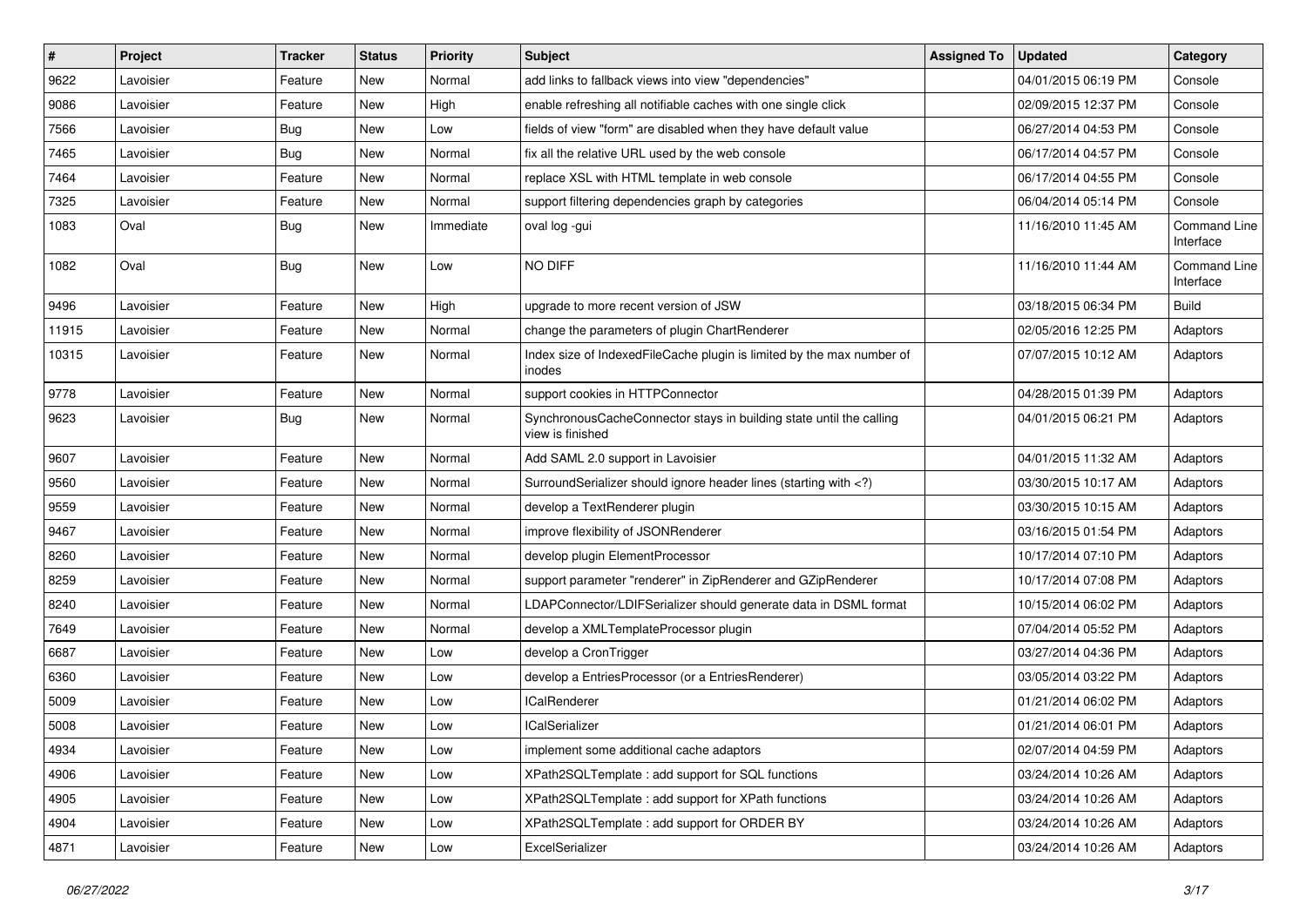| # | Project | Tracker | Status | Priority | Subject | Assigned To | Updated | Category |
|---|---|---|---|---|---|---|---|---|
| 9622 | Lavoisier | Feature | New | Normal | add links to fallback views into view "dependencies" | | 04/01/2015 06:19 PM | Console |
| 9086 | Lavoisier | Feature | New | High | enable refreshing all notifiable caches with one single click | | 02/09/2015 12:37 PM | Console |
| 7566 | Lavoisier | Bug | New | Low | fields of view "form" are disabled when they have default value | | 06/27/2014 04:53 PM | Console |
| 7465 | Lavoisier | Bug | New | Normal | fix all the relative URL used by the web console | | 06/17/2014 04:57 PM | Console |
| 7464 | Lavoisier | Feature | New | Normal | replace XSL with HTML template in web console | | 06/17/2014 04:55 PM | Console |
| 7325 | Lavoisier | Feature | New | Normal | support filtering dependencies graph by categories | | 06/04/2014 05:14 PM | Console |
| 1083 | Oval | Bug | New | Immediate | oval log -gui | | 11/16/2010 11:45 AM | Command Line Interface |
| 1082 | Oval | Bug | New | Low | NO DIFF | | 11/16/2010 11:44 AM | Command Line Interface |
| 9496 | Lavoisier | Feature | New | High | upgrade to more recent version of JSW | | 03/18/2015 06:34 PM | Build |
| 11915 | Lavoisier | Feature | New | Normal | change the parameters of plugin ChartRenderer | | 02/05/2016 12:25 PM | Adaptors |
| 10315 | Lavoisier | Feature | New | Normal | Index size of IndexedFileCache plugin is limited by the max number of inodes | | 07/07/2015 10:12 AM | Adaptors |
| 9778 | Lavoisier | Feature | New | Normal | support cookies in HTTPConnector | | 04/28/2015 01:39 PM | Adaptors |
| 9623 | Lavoisier | Bug | New | Normal | SynchronousCacheConnector stays in building state until the calling view is finished | | 04/01/2015 06:21 PM | Adaptors |
| 9607 | Lavoisier | Feature | New | Normal | Add SAML 2.0 support in Lavoisier | | 04/01/2015 11:32 AM | Adaptors |
| 9560 | Lavoisier | Feature | New | Normal | SurroundSerializer should ignore header lines (starting with <?) | | 03/30/2015 10:17 AM | Adaptors |
| 9559 | Lavoisier | Feature | New | Normal | develop a TextRenderer plugin | | 03/30/2015 10:15 AM | Adaptors |
| 9467 | Lavoisier | Feature | New | Normal | improve flexibility of JSONRenderer | | 03/16/2015 01:54 PM | Adaptors |
| 8260 | Lavoisier | Feature | New | Normal | develop plugin ElementProcessor | | 10/17/2014 07:10 PM | Adaptors |
| 8259 | Lavoisier | Feature | New | Normal | support parameter "renderer" in ZipRenderer and GZipRenderer | | 10/17/2014 07:08 PM | Adaptors |
| 8240 | Lavoisier | Feature | New | Normal | LDAPConnector/LDIFSerializer should generate data in DSML format | | 10/15/2014 06:02 PM | Adaptors |
| 7649 | Lavoisier | Feature | New | Normal | develop a XMLTemplateProcessor plugin | | 07/04/2014 05:52 PM | Adaptors |
| 6687 | Lavoisier | Feature | New | Low | develop a CronTrigger | | 03/27/2014 04:36 PM | Adaptors |
| 6360 | Lavoisier | Feature | New | Low | develop a EntriesProcessor (or a EntriesRenderer) | | 03/05/2014 03:22 PM | Adaptors |
| 5009 | Lavoisier | Feature | New | Low | ICalRenderer | | 01/21/2014 06:02 PM | Adaptors |
| 5008 | Lavoisier | Feature | New | Low | ICalSerializer | | 01/21/2014 06:01 PM | Adaptors |
| 4934 | Lavoisier | Feature | New | Low | implement some additional cache adaptors | | 02/07/2014 04:59 PM | Adaptors |
| 4906 | Lavoisier | Feature | New | Low | XPath2SQLTemplate : add support for SQL functions | | 03/24/2014 10:26 AM | Adaptors |
| 4905 | Lavoisier | Feature | New | Low | XPath2SQLTemplate : add support for XPath functions | | 03/24/2014 10:26 AM | Adaptors |
| 4904 | Lavoisier | Feature | New | Low | XPath2SQLTemplate : add support for ORDER BY | | 03/24/2014 10:26 AM | Adaptors |
| 4871 | Lavoisier | Feature | New | Low | ExcelSerializer | | 03/24/2014 10:26 AM | Adaptors |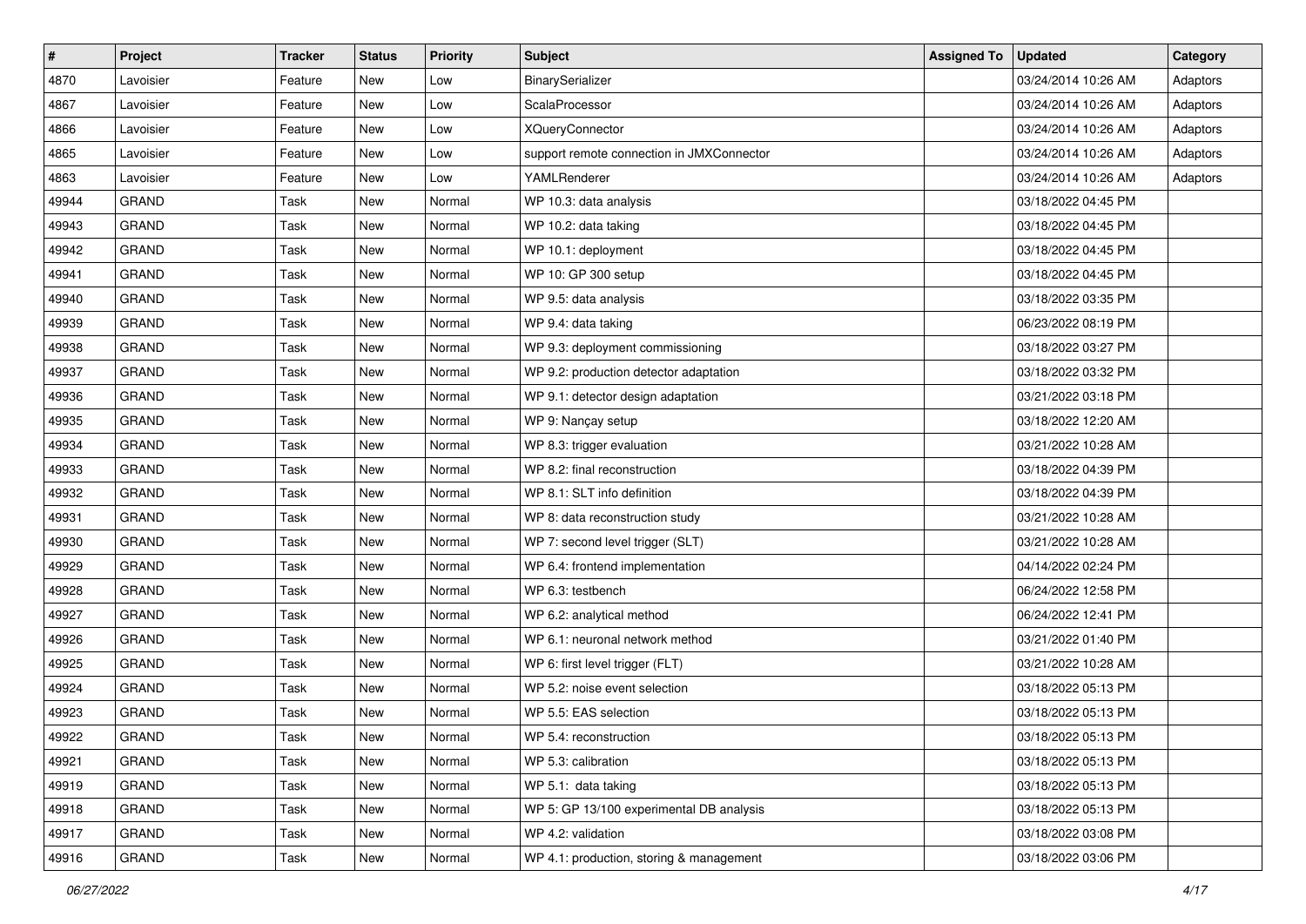| # | Project | Tracker | Status | Priority | Subject | Assigned To | Updated | Category |
|---|---|---|---|---|---|---|---|---|
| 4870 | Lavoisier | Feature | New | Low | BinarySerializer | | 03/24/2014 10:26 AM | Adaptors |
| 4867 | Lavoisier | Feature | New | Low | ScalaProcessor | | 03/24/2014 10:26 AM | Adaptors |
| 4866 | Lavoisier | Feature | New | Low | XQueryConnector | | 03/24/2014 10:26 AM | Adaptors |
| 4865 | Lavoisier | Feature | New | Low | support remote connection in JMXConnector | | 03/24/2014 10:26 AM | Adaptors |
| 4863 | Lavoisier | Feature | New | Low | YAMLRenderer | | 03/24/2014 10:26 AM | Adaptors |
| 49944 | GRAND | Task | New | Normal | WP 10.3: data analysis | | 03/18/2022 04:45 PM | |
| 49943 | GRAND | Task | New | Normal | WP 10.2: data taking | | 03/18/2022 04:45 PM | |
| 49942 | GRAND | Task | New | Normal | WP 10.1: deployment | | 03/18/2022 04:45 PM | |
| 49941 | GRAND | Task | New | Normal | WP 10: GP 300 setup | | 03/18/2022 04:45 PM | |
| 49940 | GRAND | Task | New | Normal | WP 9.5: data analysis | | 03/18/2022 03:35 PM | |
| 49939 | GRAND | Task | New | Normal | WP 9.4: data taking | | 06/23/2022 08:19 PM | |
| 49938 | GRAND | Task | New | Normal | WP 9.3: deployment commissioning | | 03/18/2022 03:27 PM | |
| 49937 | GRAND | Task | New | Normal | WP 9.2: production detector adaptation | | 03/18/2022 03:32 PM | |
| 49936 | GRAND | Task | New | Normal | WP 9.1: detector design adaptation | | 03/21/2022 03:18 PM | |
| 49935 | GRAND | Task | New | Normal | WP 9: Nançay setup | | 03/18/2022 12:20 AM | |
| 49934 | GRAND | Task | New | Normal | WP 8.3: trigger evaluation | | 03/21/2022 10:28 AM | |
| 49933 | GRAND | Task | New | Normal | WP 8.2: final reconstruction | | 03/18/2022 04:39 PM | |
| 49932 | GRAND | Task | New | Normal | WP 8.1: SLT info definition | | 03/18/2022 04:39 PM | |
| 49931 | GRAND | Task | New | Normal | WP 8: data reconstruction study | | 03/21/2022 10:28 AM | |
| 49930 | GRAND | Task | New | Normal | WP 7: second level trigger (SLT) | | 03/21/2022 10:28 AM | |
| 49929 | GRAND | Task | New | Normal | WP 6.4: frontend implementation | | 04/14/2022 02:24 PM | |
| 49928 | GRAND | Task | New | Normal | WP 6.3: testbench | | 06/24/2022 12:58 PM | |
| 49927 | GRAND | Task | New | Normal | WP 6.2: analytical method | | 06/24/2022 12:41 PM | |
| 49926 | GRAND | Task | New | Normal | WP 6.1: neuronal network method | | 03/21/2022 01:40 PM | |
| 49925 | GRAND | Task | New | Normal | WP 6: first level trigger (FLT) | | 03/21/2022 10:28 AM | |
| 49924 | GRAND | Task | New | Normal | WP 5.2: noise event selection | | 03/18/2022 05:13 PM | |
| 49923 | GRAND | Task | New | Normal | WP 5.5: EAS selection | | 03/18/2022 05:13 PM | |
| 49922 | GRAND | Task | New | Normal | WP 5.4: reconstruction | | 03/18/2022 05:13 PM | |
| 49921 | GRAND | Task | New | Normal | WP 5.3: calibration | | 03/18/2022 05:13 PM | |
| 49919 | GRAND | Task | New | Normal | WP 5.1: data taking | | 03/18/2022 05:13 PM | |
| 49918 | GRAND | Task | New | Normal | WP 5: GP 13/100 experimental DB analysis | | 03/18/2022 05:13 PM | |
| 49917 | GRAND | Task | New | Normal | WP 4.2: validation | | 03/18/2022 03:08 PM | |
| 49916 | GRAND | Task | New | Normal | WP 4.1: production, storing & management | | 03/18/2022 03:06 PM | |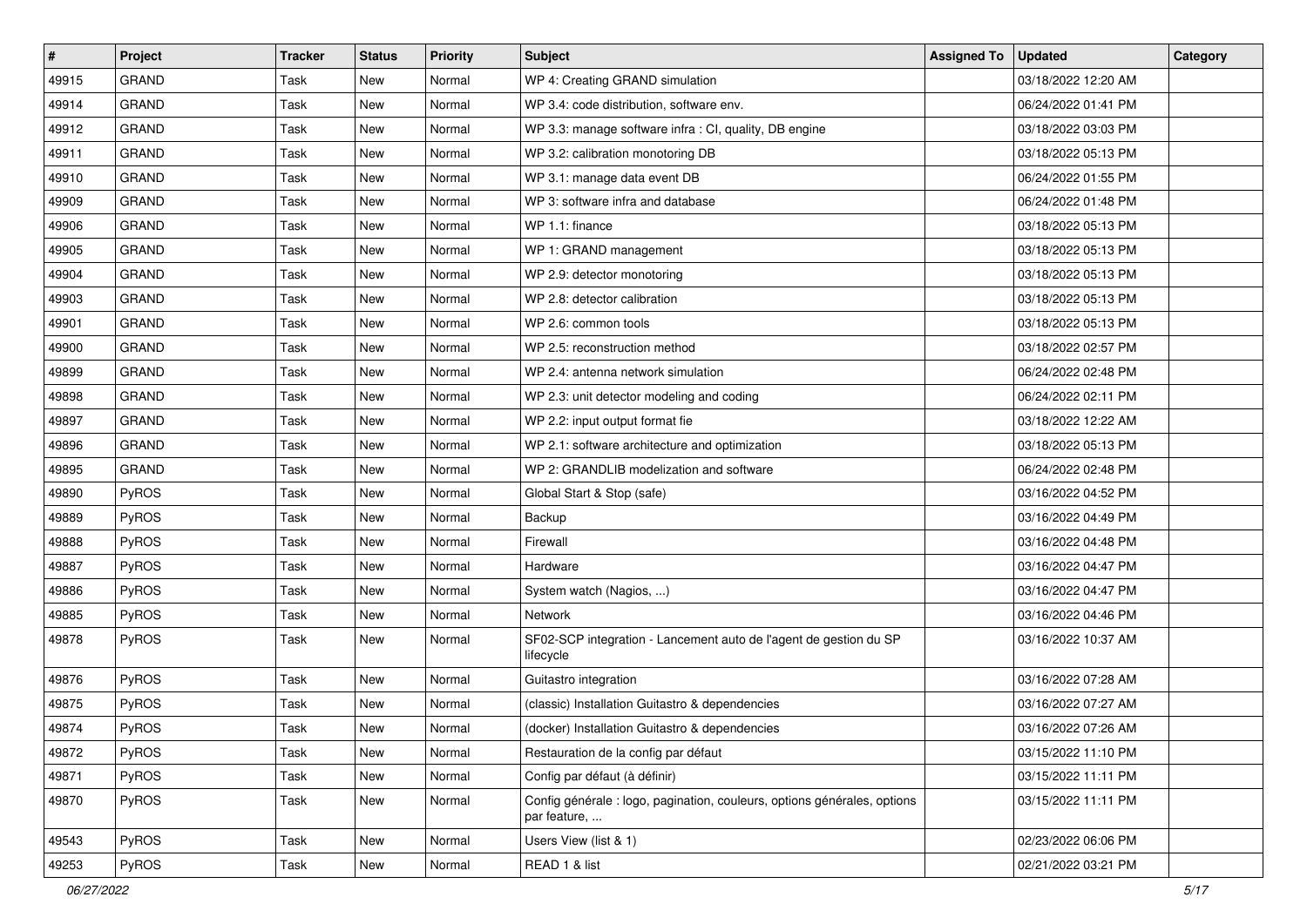| # | Project | Tracker | Status | Priority | Subject | Assigned To | Updated | Category |
|---|---|---|---|---|---|---|---|---|
| 49915 | GRAND | Task | New | Normal | WP 4: Creating GRAND simulation | | 03/18/2022 12:20 AM | |
| 49914 | GRAND | Task | New | Normal | WP 3.4: code distribution, software env. | | 06/24/2022 01:41 PM | |
| 49912 | GRAND | Task | New | Normal | WP 3.3: manage software infra : CI, quality, DB engine | | 03/18/2022 03:03 PM | |
| 49911 | GRAND | Task | New | Normal | WP 3.2: calibration monotoring DB | | 03/18/2022 05:13 PM | |
| 49910 | GRAND | Task | New | Normal | WP 3.1: manage data event DB | | 06/24/2022 01:55 PM | |
| 49909 | GRAND | Task | New | Normal | WP 3: software infra and database | | 06/24/2022 01:48 PM | |
| 49906 | GRAND | Task | New | Normal | WP 1.1: finance | | 03/18/2022 05:13 PM | |
| 49905 | GRAND | Task | New | Normal | WP 1: GRAND management | | 03/18/2022 05:13 PM | |
| 49904 | GRAND | Task | New | Normal | WP 2.9: detector monotoring | | 03/18/2022 05:13 PM | |
| 49903 | GRAND | Task | New | Normal | WP 2.8: detector calibration | | 03/18/2022 05:13 PM | |
| 49901 | GRAND | Task | New | Normal | WP 2.6: common tools | | 03/18/2022 05:13 PM | |
| 49900 | GRAND | Task | New | Normal | WP 2.5: reconstruction method | | 03/18/2022 02:57 PM | |
| 49899 | GRAND | Task | New | Normal | WP 2.4: antenna network simulation | | 06/24/2022 02:48 PM | |
| 49898 | GRAND | Task | New | Normal | WP 2.3: unit detector modeling and coding | | 06/24/2022 02:11 PM | |
| 49897 | GRAND | Task | New | Normal | WP 2.2: input output format fie | | 03/18/2022 12:22 AM | |
| 49896 | GRAND | Task | New | Normal | WP 2.1: software architecture and optimization | | 03/18/2022 05:13 PM | |
| 49895 | GRAND | Task | New | Normal | WP 2: GRANDLIB modelization and software | | 06/24/2022 02:48 PM | |
| 49890 | PyROS | Task | New | Normal | Global Start & Stop (safe) | | 03/16/2022 04:52 PM | |
| 49889 | PyROS | Task | New | Normal | Backup | | 03/16/2022 04:49 PM | |
| 49888 | PyROS | Task | New | Normal | Firewall | | 03/16/2022 04:48 PM | |
| 49887 | PyROS | Task | New | Normal | Hardware | | 03/16/2022 04:47 PM | |
| 49886 | PyROS | Task | New | Normal | System watch (Nagios, ...) | | 03/16/2022 04:47 PM | |
| 49885 | PyROS | Task | New | Normal | Network | | 03/16/2022 04:46 PM | |
| 49878 | PyROS | Task | New | Normal | SF02-SCP integration - Lancement auto de l'agent de gestion du SP lifecycle | | 03/16/2022 10:37 AM | |
| 49876 | PyROS | Task | New | Normal | Guitastro integration | | 03/16/2022 07:28 AM | |
| 49875 | PyROS | Task | New | Normal | (classic) Installation Guitastro & dependencies | | 03/16/2022 07:27 AM | |
| 49874 | PyROS | Task | New | Normal | (docker) Installation Guitastro & dependencies | | 03/16/2022 07:26 AM | |
| 49872 | PyROS | Task | New | Normal | Restauration de la config par défaut | | 03/15/2022 11:10 PM | |
| 49871 | PyROS | Task | New | Normal | Config par défaut (à définir) | | 03/15/2022 11:11 PM | |
| 49870 | PyROS | Task | New | Normal | Config générale : logo, pagination, couleurs, options générales, options par feature, ... | | 03/15/2022 11:11 PM | |
| 49543 | PyROS | Task | New | Normal | Users View (list & 1) | | 02/23/2022 06:06 PM | |
| 49253 | PyROS | Task | New | Normal | READ 1 & list | | 02/21/2022 03:21 PM | |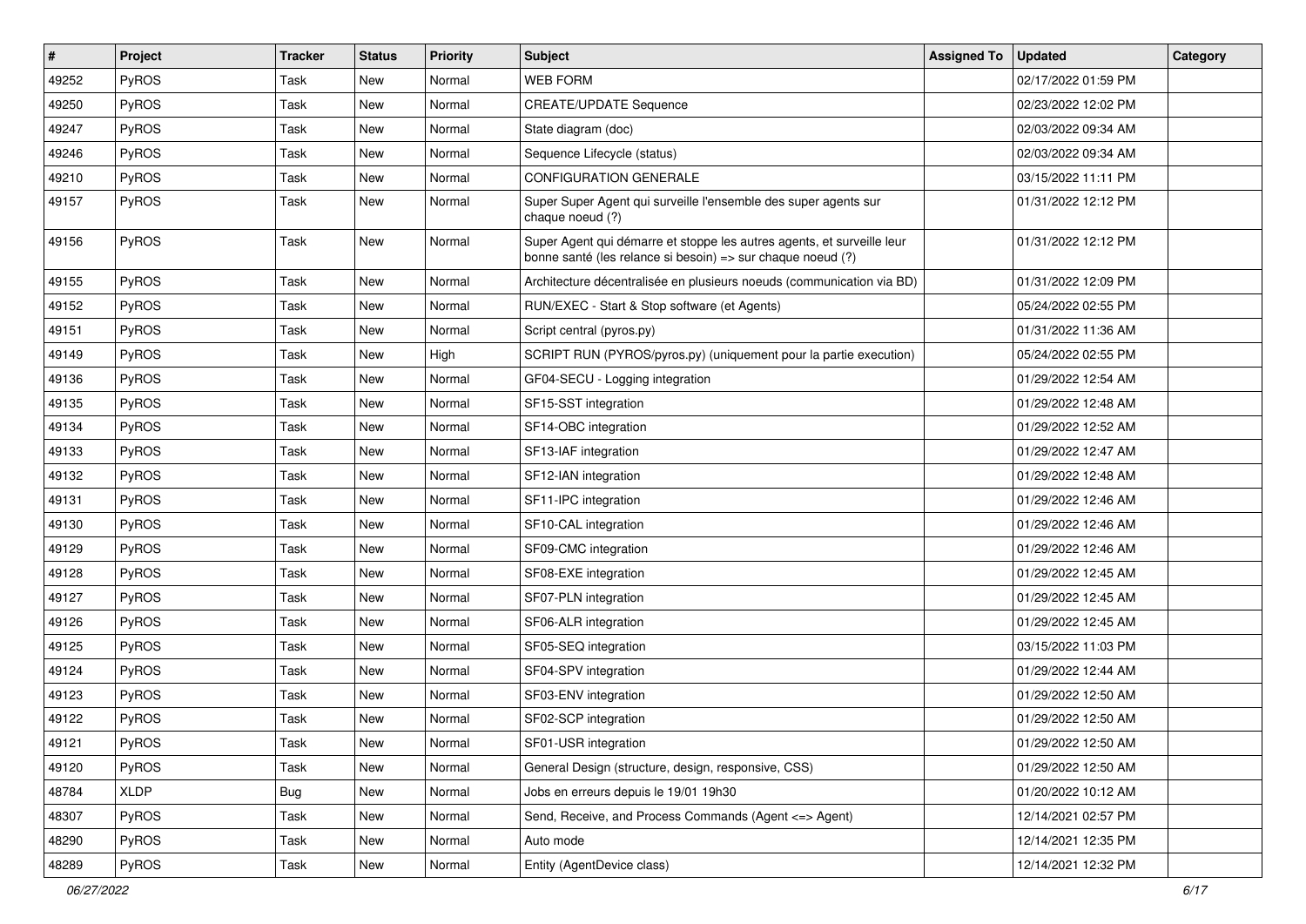| # | Project | Tracker | Status | Priority | Subject | Assigned To | Updated | Category |
|---|---|---|---|---|---|---|---|---|
| 49252 | PyROS | Task | New | Normal | WEB FORM | | 02/17/2022 01:59 PM | |
| 49250 | PyROS | Task | New | Normal | CREATE/UPDATE Sequence | | 02/23/2022 12:02 PM | |
| 49247 | PyROS | Task | New | Normal | State diagram (doc) | | 02/03/2022 09:34 AM | |
| 49246 | PyROS | Task | New | Normal | Sequence Lifecycle (status) | | 02/03/2022 09:34 AM | |
| 49210 | PyROS | Task | New | Normal | CONFIGURATION GENERALE | | 03/15/2022 11:11 PM | |
| 49157 | PyROS | Task | New | Normal | Super Super Agent qui surveille l'ensemble des super agents sur chaque noeud (?) | | 01/31/2022 12:12 PM | |
| 49156 | PyROS | Task | New | Normal | Super Agent qui démarre et stoppe les autres agents, et surveille leur bonne santé (les relance si besoin) => sur chaque noeud (?) | | 01/31/2022 12:12 PM | |
| 49155 | PyROS | Task | New | Normal | Architecture décentralisée en plusieurs noeuds (communication via BD) | | 01/31/2022 12:09 PM | |
| 49152 | PyROS | Task | New | Normal | RUN/EXEC - Start & Stop software (et Agents) | | 05/24/2022 02:55 PM | |
| 49151 | PyROS | Task | New | Normal | Script central (pyros.py) | | 01/31/2022 11:36 AM | |
| 49149 | PyROS | Task | New | High | SCRIPT RUN (PYROS/pyros.py) (uniquement pour la partie execution) | | 05/24/2022 02:55 PM | |
| 49136 | PyROS | Task | New | Normal | GF04-SECU - Logging integration | | 01/29/2022 12:54 AM | |
| 49135 | PyROS | Task | New | Normal | SF15-SST integration | | 01/29/2022 12:48 AM | |
| 49134 | PyROS | Task | New | Normal | SF14-OBC integration | | 01/29/2022 12:52 AM | |
| 49133 | PyROS | Task | New | Normal | SF13-IAF integration | | 01/29/2022 12:47 AM | |
| 49132 | PyROS | Task | New | Normal | SF12-IAN integration | | 01/29/2022 12:48 AM | |
| 49131 | PyROS | Task | New | Normal | SF11-IPC integration | | 01/29/2022 12:46 AM | |
| 49130 | PyROS | Task | New | Normal | SF10-CAL integration | | 01/29/2022 12:46 AM | |
| 49129 | PyROS | Task | New | Normal | SF09-CMC integration | | 01/29/2022 12:46 AM | |
| 49128 | PyROS | Task | New | Normal | SF08-EXE integration | | 01/29/2022 12:45 AM | |
| 49127 | PyROS | Task | New | Normal | SF07-PLN integration | | 01/29/2022 12:45 AM | |
| 49126 | PyROS | Task | New | Normal | SF06-ALR integration | | 01/29/2022 12:45 AM | |
| 49125 | PyROS | Task | New | Normal | SF05-SEQ integration | | 03/15/2022 11:03 PM | |
| 49124 | PyROS | Task | New | Normal | SF04-SPV integration | | 01/29/2022 12:44 AM | |
| 49123 | PyROS | Task | New | Normal | SF03-ENV integration | | 01/29/2022 12:50 AM | |
| 49122 | PyROS | Task | New | Normal | SF02-SCP integration | | 01/29/2022 12:50 AM | |
| 49121 | PyROS | Task | New | Normal | SF01-USR integration | | 01/29/2022 12:50 AM | |
| 49120 | PyROS | Task | New | Normal | General Design (structure, design, responsive, CSS) | | 01/29/2022 12:50 AM | |
| 48784 | XLDP | Bug | New | Normal | Jobs en erreurs depuis le 19/01 19h30 | | 01/20/2022 10:12 AM | |
| 48307 | PyROS | Task | New | Normal | Send, Receive, and Process Commands (Agent <=> Agent) | | 12/14/2021 02:57 PM | |
| 48290 | PyROS | Task | New | Normal | Auto mode | | 12/14/2021 12:35 PM | |
| 48289 | PyROS | Task | New | Normal | Entity (AgentDevice class) | | 12/14/2021 12:32 PM | |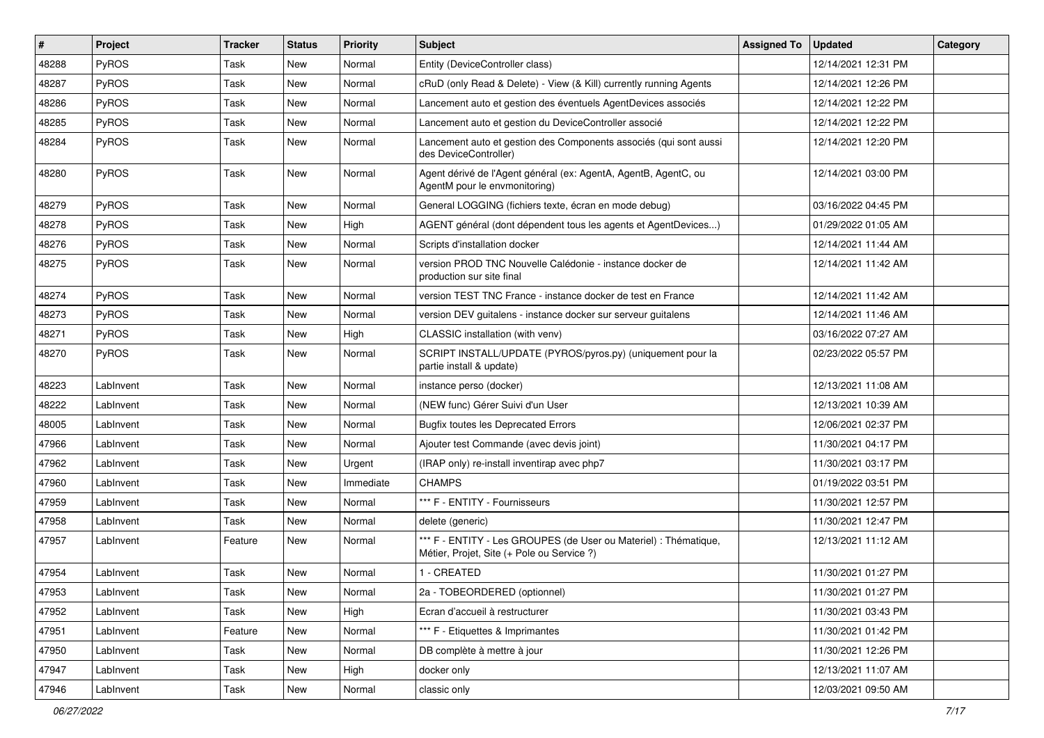| # | Project | Tracker | Status | Priority | Subject | Assigned To | Updated | Category |
|---|---|---|---|---|---|---|---|---|
| 48288 | PyROS | Task | New | Normal | Entity (DeviceController class) | | 12/14/2021 12:31 PM | |
| 48287 | PyROS | Task | New | Normal | cRuD (only Read & Delete) - View (& Kill) currently running Agents | | 12/14/2021 12:26 PM | |
| 48286 | PyROS | Task | New | Normal | Lancement auto et gestion des éventuels AgentDevices associés | | 12/14/2021 12:22 PM | |
| 48285 | PyROS | Task | New | Normal | Lancement auto et gestion du DeviceController associé | | 12/14/2021 12:22 PM | |
| 48284 | PyROS | Task | New | Normal | Lancement auto et gestion des Components associés (qui sont aussi des DeviceController) | | 12/14/2021 12:20 PM | |
| 48280 | PyROS | Task | New | Normal | Agent dérivé de l'Agent général (ex: AgentA, AgentB, AgentC, ou AgentM pour le envmonitoring) | | 12/14/2021 03:00 PM | |
| 48279 | PyROS | Task | New | Normal | General LOGGING (fichiers texte, écran en mode debug) | | 03/16/2022 04:45 PM | |
| 48278 | PyROS | Task | New | High | AGENT général (dont dépendent tous les agents et AgentDevices...) | | 01/29/2022 01:05 AM | |
| 48276 | PyROS | Task | New | Normal | Scripts d'installation docker | | 12/14/2021 11:44 AM | |
| 48275 | PyROS | Task | New | Normal | version PROD TNC Nouvelle Calédonie - instance docker de production sur site final | | 12/14/2021 11:42 AM | |
| 48274 | PyROS | Task | New | Normal | version TEST TNC France - instance docker de test en France | | 12/14/2021 11:42 AM | |
| 48273 | PyROS | Task | New | Normal | version DEV guitalens - instance docker sur serveur guitalens | | 12/14/2021 11:46 AM | |
| 48271 | PyROS | Task | New | High | CLASSIC installation (with venv) | | 03/16/2022 07:27 AM | |
| 48270 | PyROS | Task | New | Normal | SCRIPT INSTALL/UPDATE (PYROS/pyros.py) (uniquement pour la partie install & update) | | 02/23/2022 05:57 PM | |
| 48223 | LabInvent | Task | New | Normal | instance perso (docker) | | 12/13/2021 11:08 AM | |
| 48222 | LabInvent | Task | New | Normal | (NEW func) Gérer Suivi d'un User | | 12/13/2021 10:39 AM | |
| 48005 | LabInvent | Task | New | Normal | Bugfix toutes les Deprecated Errors | | 12/06/2021 02:37 PM | |
| 47966 | LabInvent | Task | New | Normal | Ajouter test Commande (avec devis joint) | | 11/30/2021 04:17 PM | |
| 47962 | LabInvent | Task | New | Urgent | (IRAP only) re-install inventirap avec php7 | | 11/30/2021 03:17 PM | |
| 47960 | LabInvent | Task | New | Immediate | CHAMPS | | 01/19/2022 03:51 PM | |
| 47959 | LabInvent | Task | New | Normal | *** F - ENTITY - Fournisseurs | | 11/30/2021 12:57 PM | |
| 47958 | LabInvent | Task | New | Normal | delete (generic) | | 11/30/2021 12:47 PM | |
| 47957 | LabInvent | Feature | New | Normal | *** F - ENTITY - Les GROUPES (de User ou Materiel) : Thématique, Métier, Projet, Site (+ Pole ou Service ?) | | 12/13/2021 11:12 AM | |
| 47954 | LabInvent | Task | New | Normal | 1 - CREATED | | 11/30/2021 01:27 PM | |
| 47953 | LabInvent | Task | New | Normal | 2a - TOBEORDERED (optionnel) | | 11/30/2021 01:27 PM | |
| 47952 | LabInvent | Task | New | High | Ecran d'accueil à restructurer | | 11/30/2021 03:43 PM | |
| 47951 | LabInvent | Feature | New | Normal | *** F - Etiquettes & Imprimantes | | 11/30/2021 01:42 PM | |
| 47950 | LabInvent | Task | New | Normal | DB complète à mettre à jour | | 11/30/2021 12:26 PM | |
| 47947 | LabInvent | Task | New | High | docker only | | 12/13/2021 11:07 AM | |
| 47946 | LabInvent | Task | New | Normal | classic only | | 12/03/2021 09:50 AM | |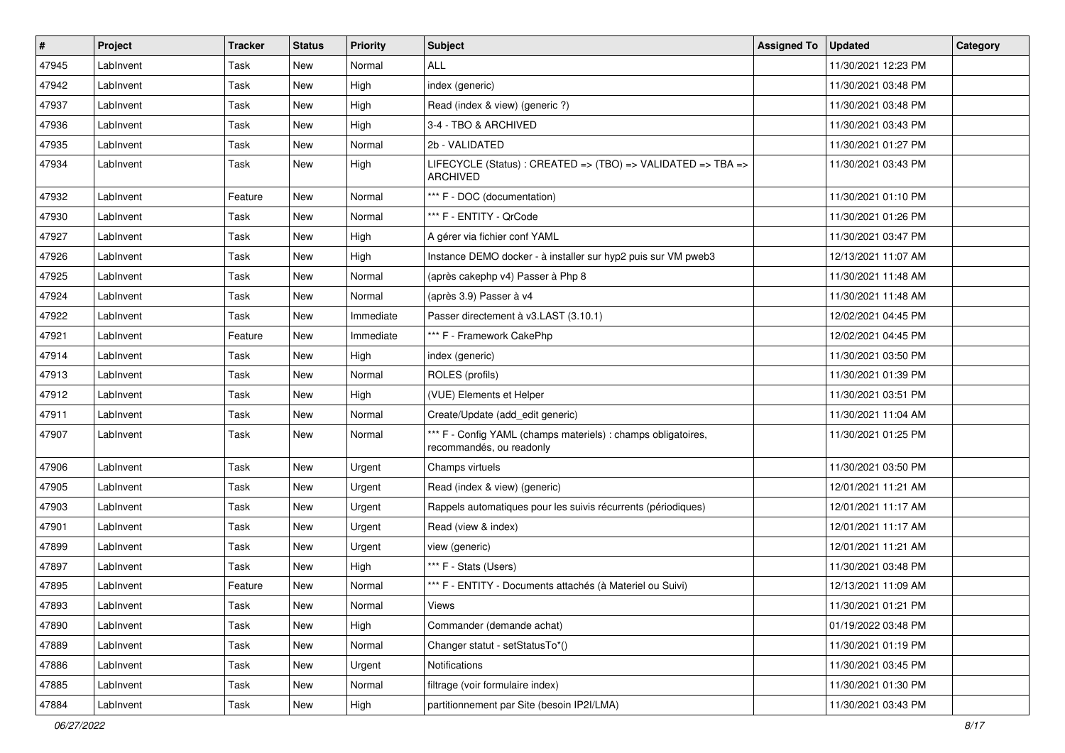| # | Project | Tracker | Status | Priority | Subject | Assigned To | Updated | Category |
|---|---|---|---|---|---|---|---|---|
| 47945 | LabInvent | Task | New | Normal | ALL | | 11/30/2021 12:23 PM | |
| 47942 | LabInvent | Task | New | High | index (generic) | | 11/30/2021 03:48 PM | |
| 47937 | LabInvent | Task | New | High | Read (index & view) (generic ?) | | 11/30/2021 03:48 PM | |
| 47936 | LabInvent | Task | New | High | 3-4 - TBO & ARCHIVED | | 11/30/2021 03:43 PM | |
| 47935 | LabInvent | Task | New | Normal | 2b - VALIDATED | | 11/30/2021 01:27 PM | |
| 47934 | LabInvent | Task | New | High | LIFECYCLE (Status) : CREATED => (TBO) => VALIDATED => TBA => ARCHIVED | | 11/30/2021 03:43 PM | |
| 47932 | LabInvent | Feature | New | Normal | *** F - DOC (documentation) | | 11/30/2021 01:10 PM | |
| 47930 | LabInvent | Task | New | Normal | *** F - ENTITY - QrCode | | 11/30/2021 01:26 PM | |
| 47927 | LabInvent | Task | New | High | A gérer via fichier conf YAML | | 11/30/2021 03:47 PM | |
| 47926 | LabInvent | Task | New | High | Instance DEMO docker - à installer sur hyp2 puis sur VM pweb3 | | 12/13/2021 11:07 AM | |
| 47925 | LabInvent | Task | New | Normal | (après cakephp v4) Passer à Php 8 | | 11/30/2021 11:48 AM | |
| 47924 | LabInvent | Task | New | Normal | (après 3.9) Passer à v4 | | 11/30/2021 11:48 AM | |
| 47922 | LabInvent | Task | New | Immediate | Passer directement à v3.LAST (3.10.1) | | 12/02/2021 04:45 PM | |
| 47921 | LabInvent | Feature | New | Immediate | *** F - Framework CakePhp | | 12/02/2021 04:45 PM | |
| 47914 | LabInvent | Task | New | High | index (generic) | | 11/30/2021 03:50 PM | |
| 47913 | LabInvent | Task | New | Normal | ROLES (profils) | | 11/30/2021 01:39 PM | |
| 47912 | LabInvent | Task | New | High | (VUE) Elements et Helper | | 11/30/2021 03:51 PM | |
| 47911 | LabInvent | Task | New | Normal | Create/Update (add_edit generic) | | 11/30/2021 11:04 AM | |
| 47907 | LabInvent | Task | New | Normal | *** F - Config YAML (champs materiels) : champs obligatoires, recommandés, ou readonly | | 11/30/2021 01:25 PM | |
| 47906 | LabInvent | Task | New | Urgent | Champs virtuels | | 11/30/2021 03:50 PM | |
| 47905 | LabInvent | Task | New | Urgent | Read (index & view) (generic) | | 12/01/2021 11:21 AM | |
| 47903 | LabInvent | Task | New | Urgent | Rappels automatiques pour les suivis récurrents (périodiques) | | 12/01/2021 11:17 AM | |
| 47901 | LabInvent | Task | New | Urgent | Read (view & index) | | 12/01/2021 11:17 AM | |
| 47899 | LabInvent | Task | New | Urgent | view (generic) | | 12/01/2021 11:21 AM | |
| 47897 | LabInvent | Task | New | High | *** F - Stats (Users) | | 11/30/2021 03:48 PM | |
| 47895 | LabInvent | Feature | New | Normal | *** F - ENTITY - Documents attachés (à Materiel ou Suivi) | | 12/13/2021 11:09 AM | |
| 47893 | LabInvent | Task | New | Normal | Views | | 11/30/2021 01:21 PM | |
| 47890 | LabInvent | Task | New | High | Commander (demande achat) | | 01/19/2022 03:48 PM | |
| 47889 | LabInvent | Task | New | Normal | Changer statut - setStatusTo*() | | 11/30/2021 01:19 PM | |
| 47886 | LabInvent | Task | New | Urgent | Notifications | | 11/30/2021 03:45 PM | |
| 47885 | LabInvent | Task | New | Normal | filtrage (voir formulaire index) | | 11/30/2021 01:30 PM | |
| 47884 | LabInvent | Task | New | High | partitionnement par Site (besoin IP2I/LMA) | | 11/30/2021 03:43 PM | |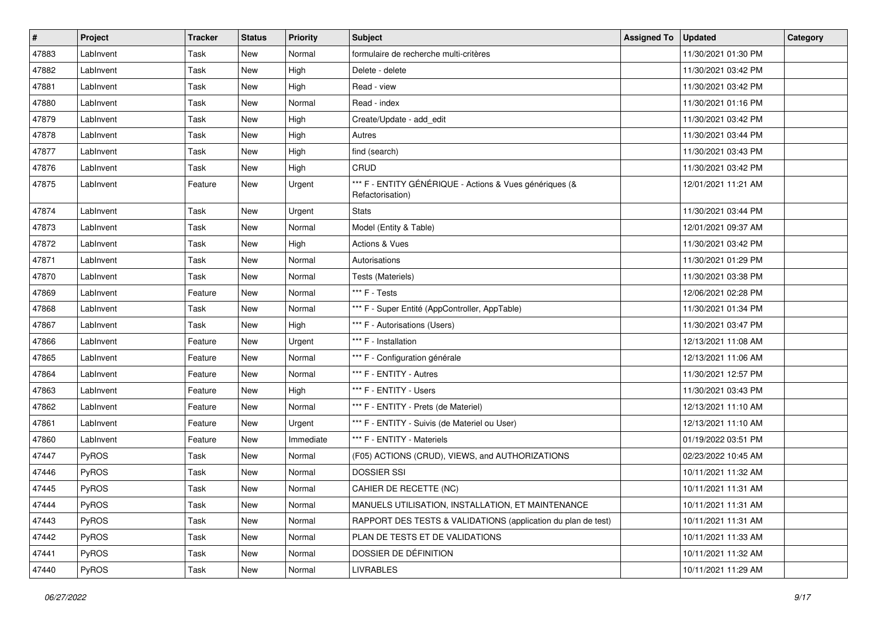| # | Project | Tracker | Status | Priority | Subject | Assigned To | Updated | Category |
|---|---|---|---|---|---|---|---|---|
| 47883 | LabInvent | Task | New | Normal | formulaire de recherche multi-critères | | 11/30/2021 01:30 PM | |
| 47882 | LabInvent | Task | New | High | Delete - delete | | 11/30/2021 03:42 PM | |
| 47881 | LabInvent | Task | New | High | Read - view | | 11/30/2021 03:42 PM | |
| 47880 | LabInvent | Task | New | Normal | Read - index | | 11/30/2021 01:16 PM | |
| 47879 | LabInvent | Task | New | High | Create/Update - add_edit | | 11/30/2021 03:42 PM | |
| 47878 | LabInvent | Task | New | High | Autres | | 11/30/2021 03:44 PM | |
| 47877 | LabInvent | Task | New | High | find (search) | | 11/30/2021 03:43 PM | |
| 47876 | LabInvent | Task | New | High | CRUD | | 11/30/2021 03:42 PM | |
| 47875 | LabInvent | Feature | New | Urgent | *** F - ENTITY GÉNÉRIQUE - Actions & Vues génériques (& Refactorisation) | | 12/01/2021 11:21 AM | |
| 47874 | LabInvent | Task | New | Urgent | Stats | | 11/30/2021 03:44 PM | |
| 47873 | LabInvent | Task | New | Normal | Model (Entity & Table) | | 12/01/2021 09:37 AM | |
| 47872 | LabInvent | Task | New | High | Actions & Vues | | 11/30/2021 03:42 PM | |
| 47871 | LabInvent | Task | New | Normal | Autorisations | | 11/30/2021 01:29 PM | |
| 47870 | LabInvent | Task | New | Normal | Tests (Materiels) | | 11/30/2021 03:38 PM | |
| 47869 | LabInvent | Feature | New | Normal | *** F - Tests | | 12/06/2021 02:28 PM | |
| 47868 | LabInvent | Task | New | Normal | *** F - Super Entité (AppController, AppTable) | | 11/30/2021 01:34 PM | |
| 47867 | LabInvent | Task | New | High | *** F - Autorisations (Users) | | 11/30/2021 03:47 PM | |
| 47866 | LabInvent | Feature | New | Urgent | *** F - Installation | | 12/13/2021 11:08 AM | |
| 47865 | LabInvent | Feature | New | Normal | *** F - Configuration générale | | 12/13/2021 11:06 AM | |
| 47864 | LabInvent | Feature | New | Normal | *** F - ENTITY - Autres | | 11/30/2021 12:57 PM | |
| 47863 | LabInvent | Feature | New | High | *** F - ENTITY - Users | | 11/30/2021 03:43 PM | |
| 47862 | LabInvent | Feature | New | Normal | *** F - ENTITY - Prets (de Materiel) | | 12/13/2021 11:10 AM | |
| 47861 | LabInvent | Feature | New | Urgent | *** F - ENTITY - Suivis (de Materiel ou User) | | 12/13/2021 11:10 AM | |
| 47860 | LabInvent | Feature | New | Immediate | *** F - ENTITY - Materiels | | 01/19/2022 03:51 PM | |
| 47447 | PyROS | Task | New | Normal | (F05) ACTIONS (CRUD), VIEWS, and AUTHORIZATIONS | | 02/23/2022 10:45 AM | |
| 47446 | PyROS | Task | New | Normal | DOSSIER SSI | | 10/11/2021 11:32 AM | |
| 47445 | PyROS | Task | New | Normal | CAHIER DE RECETTE (NC) | | 10/11/2021 11:31 AM | |
| 47444 | PyROS | Task | New | Normal | MANUELS UTILISATION, INSTALLATION, ET MAINTENANCE | | 10/11/2021 11:31 AM | |
| 47443 | PyROS | Task | New | Normal | RAPPORT DES TESTS & VALIDATIONS (application du plan de test) | | 10/11/2021 11:31 AM | |
| 47442 | PyROS | Task | New | Normal | PLAN DE TESTS ET DE VALIDATIONS | | 10/11/2021 11:33 AM | |
| 47441 | PyROS | Task | New | Normal | DOSSIER DE DÉFINITION | | 10/11/2021 11:32 AM | |
| 47440 | PyROS | Task | New | Normal | LIVRABLES | | 10/11/2021 11:29 AM | |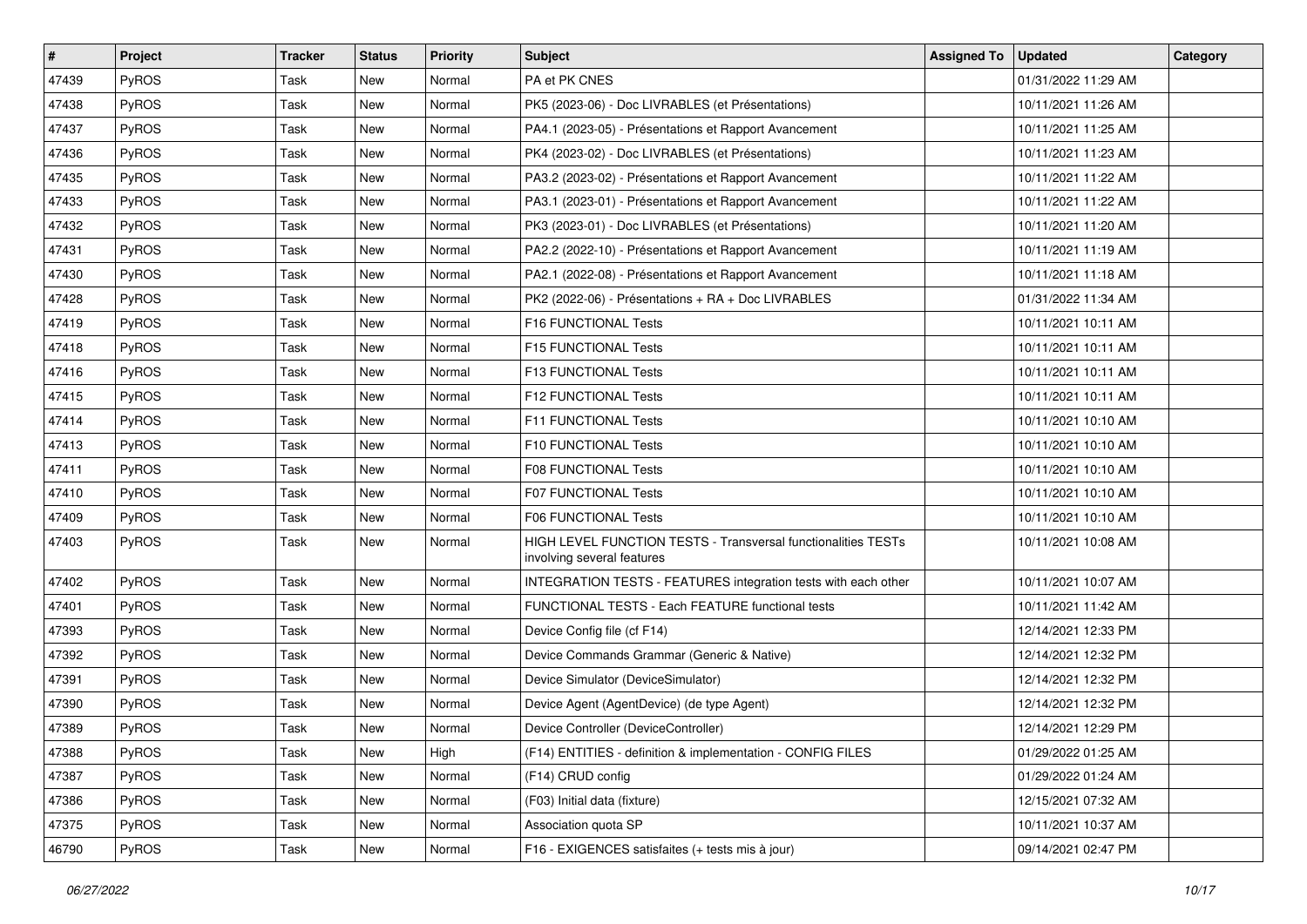| # | Project | Tracker | Status | Priority | Subject | Assigned To | Updated | Category |
|---|---|---|---|---|---|---|---|---|
| 47439 | PyROS | Task | New | Normal | PA et PK CNES | | 01/31/2022 11:29 AM | |
| 47438 | PyROS | Task | New | Normal | PK5 (2023-06) - Doc LIVRABLES (et Présentations) | | 10/11/2021 11:26 AM | |
| 47437 | PyROS | Task | New | Normal | PA4.1 (2023-05) - Présentations et Rapport Avancement | | 10/11/2021 11:25 AM | |
| 47436 | PyROS | Task | New | Normal | PK4 (2023-02) - Doc LIVRABLES (et Présentations) | | 10/11/2021 11:23 AM | |
| 47435 | PyROS | Task | New | Normal | PA3.2 (2023-02) - Présentations et Rapport Avancement | | 10/11/2021 11:22 AM | |
| 47433 | PyROS | Task | New | Normal | PA3.1 (2023-01) - Présentations et Rapport Avancement | | 10/11/2021 11:22 AM | |
| 47432 | PyROS | Task | New | Normal | PK3 (2023-01) - Doc LIVRABLES (et Présentations) | | 10/11/2021 11:20 AM | |
| 47431 | PyROS | Task | New | Normal | PA2.2 (2022-10) - Présentations et Rapport Avancement | | 10/11/2021 11:19 AM | |
| 47430 | PyROS | Task | New | Normal | PA2.1 (2022-08) - Présentations et Rapport Avancement | | 10/11/2021 11:18 AM | |
| 47428 | PyROS | Task | New | Normal | PK2 (2022-06) - Présentations + RA + Doc LIVRABLES | | 01/31/2022 11:34 AM | |
| 47419 | PyROS | Task | New | Normal | F16 FUNCTIONAL Tests | | 10/11/2021 10:11 AM | |
| 47418 | PyROS | Task | New | Normal | F15 FUNCTIONAL Tests | | 10/11/2021 10:11 AM | |
| 47416 | PyROS | Task | New | Normal | F13 FUNCTIONAL Tests | | 10/11/2021 10:11 AM | |
| 47415 | PyROS | Task | New | Normal | F12 FUNCTIONAL Tests | | 10/11/2021 10:11 AM | |
| 47414 | PyROS | Task | New | Normal | F11 FUNCTIONAL Tests | | 10/11/2021 10:10 AM | |
| 47413 | PyROS | Task | New | Normal | F10 FUNCTIONAL Tests | | 10/11/2021 10:10 AM | |
| 47411 | PyROS | Task | New | Normal | F08 FUNCTIONAL Tests | | 10/11/2021 10:10 AM | |
| 47410 | PyROS | Task | New | Normal | F07 FUNCTIONAL Tests | | 10/11/2021 10:10 AM | |
| 47409 | PyROS | Task | New | Normal | F06 FUNCTIONAL Tests | | 10/11/2021 10:10 AM | |
| 47403 | PyROS | Task | New | Normal | HIGH LEVEL FUNCTION TESTS - Transversal functionalities TESTs involving several features | | 10/11/2021 10:08 AM | |
| 47402 | PyROS | Task | New | Normal | INTEGRATION TESTS - FEATURES integration tests with each other | | 10/11/2021 10:07 AM | |
| 47401 | PyROS | Task | New | Normal | FUNCTIONAL TESTS - Each FEATURE functional tests | | 10/11/2021 11:42 AM | |
| 47393 | PyROS | Task | New | Normal | Device Config file (cf F14) | | 12/14/2021 12:33 PM | |
| 47392 | PyROS | Task | New | Normal | Device Commands Grammar (Generic & Native) | | 12/14/2021 12:32 PM | |
| 47391 | PyROS | Task | New | Normal | Device Simulator (DeviceSimulator) | | 12/14/2021 12:32 PM | |
| 47390 | PyROS | Task | New | Normal | Device Agent (AgentDevice) (de type Agent) | | 12/14/2021 12:32 PM | |
| 47389 | PyROS | Task | New | Normal | Device Controller (DeviceController) | | 12/14/2021 12:29 PM | |
| 47388 | PyROS | Task | New | High | (F14) ENTITIES - definition & implementation - CONFIG FILES | | 01/29/2022 01:25 AM | |
| 47387 | PyROS | Task | New | Normal | (F14) CRUD config | | 01/29/2022 01:24 AM | |
| 47386 | PyROS | Task | New | Normal | (F03) Initial data (fixture) | | 12/15/2021 07:32 AM | |
| 47375 | PyROS | Task | New | Normal | Association quota SP | | 10/11/2021 10:37 AM | |
| 46790 | PyROS | Task | New | Normal | F16 - EXIGENCES satisfaites (+ tests mis à jour) | | 09/14/2021 02:47 PM | |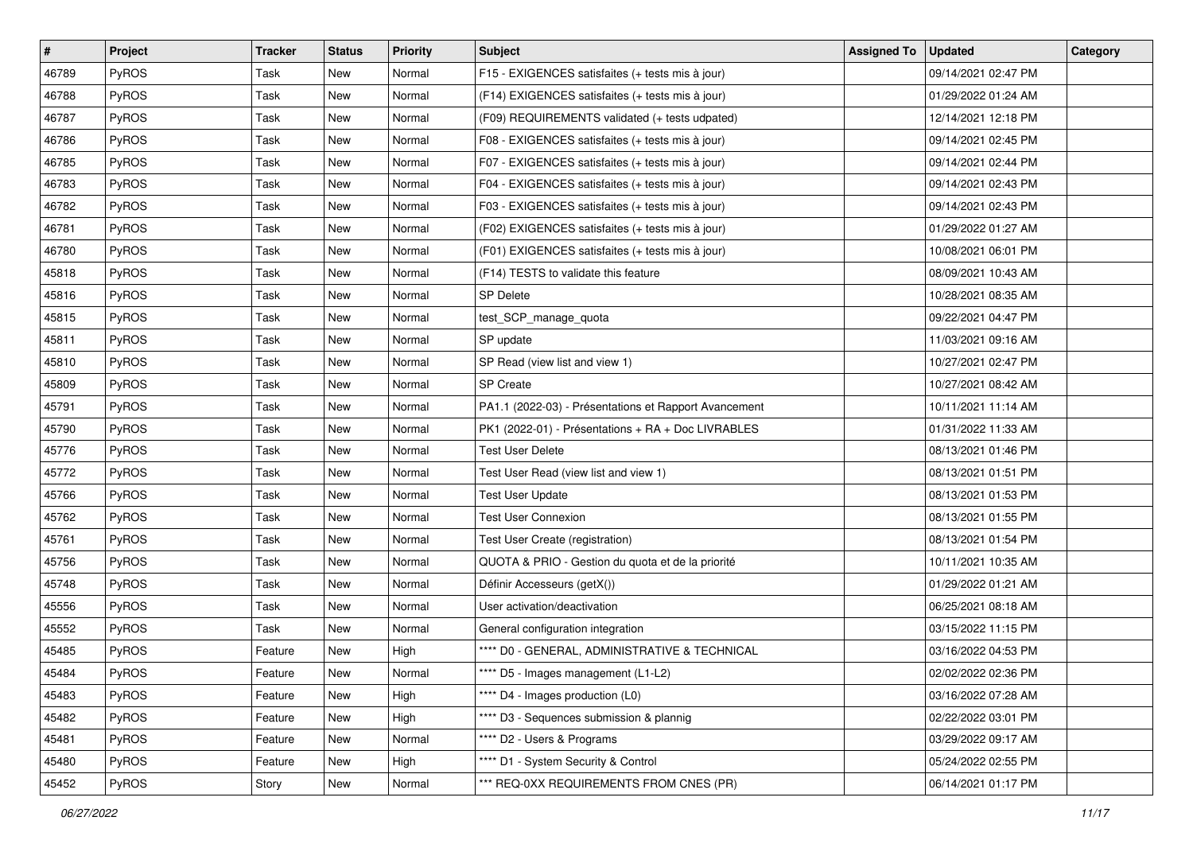| # | Project | Tracker | Status | Priority | Subject | Assigned To | Updated | Category |
|---|---|---|---|---|---|---|---|---|
| 46789 | PyROS | Task | New | Normal | F15 - EXIGENCES satisfaites (+ tests mis à jour) | | 09/14/2021 02:47 PM | |
| 46788 | PyROS | Task | New | Normal | (F14) EXIGENCES satisfaites (+ tests mis à jour) | | 01/29/2022 01:24 AM | |
| 46787 | PyROS | Task | New | Normal | (F09) REQUIREMENTS validated (+ tests udpated) | | 12/14/2021 12:18 PM | |
| 46786 | PyROS | Task | New | Normal | F08 - EXIGENCES satisfaites (+ tests mis à jour) | | 09/14/2021 02:45 PM | |
| 46785 | PyROS | Task | New | Normal | F07 - EXIGENCES satisfaites (+ tests mis à jour) | | 09/14/2021 02:44 PM | |
| 46783 | PyROS | Task | New | Normal | F04 - EXIGENCES satisfaites (+ tests mis à jour) | | 09/14/2021 02:43 PM | |
| 46782 | PyROS | Task | New | Normal | F03 - EXIGENCES satisfaites (+ tests mis à jour) | | 09/14/2021 02:43 PM | |
| 46781 | PyROS | Task | New | Normal | (F02) EXIGENCES satisfaites (+ tests mis à jour) | | 01/29/2022 01:27 AM | |
| 46780 | PyROS | Task | New | Normal | (F01) EXIGENCES satisfaites (+ tests mis à jour) | | 10/08/2021 06:01 PM | |
| 45818 | PyROS | Task | New | Normal | (F14) TESTS to validate this feature | | 08/09/2021 10:43 AM | |
| 45816 | PyROS | Task | New | Normal | SP Delete | | 10/28/2021 08:35 AM | |
| 45815 | PyROS | Task | New | Normal | test_SCP_manage_quota | | 09/22/2021 04:47 PM | |
| 45811 | PyROS | Task | New | Normal | SP update | | 11/03/2021 09:16 AM | |
| 45810 | PyROS | Task | New | Normal | SP Read (view list and view 1) | | 10/27/2021 02:47 PM | |
| 45809 | PyROS | Task | New | Normal | SP Create | | 10/27/2021 08:42 AM | |
| 45791 | PyROS | Task | New | Normal | PA1.1 (2022-03) - Présentations et Rapport Avancement | | 10/11/2021 11:14 AM | |
| 45790 | PyROS | Task | New | Normal | PK1 (2022-01) - Présentations + RA + Doc LIVRABLES | | 01/31/2022 11:33 AM | |
| 45776 | PyROS | Task | New | Normal | Test User Delete | | 08/13/2021 01:46 PM | |
| 45772 | PyROS | Task | New | Normal | Test User Read (view list and view 1) | | 08/13/2021 01:51 PM | |
| 45766 | PyROS | Task | New | Normal | Test User Update | | 08/13/2021 01:53 PM | |
| 45762 | PyROS | Task | New | Normal | Test User Connexion | | 08/13/2021 01:55 PM | |
| 45761 | PyROS | Task | New | Normal | Test User Create (registration) | | 08/13/2021 01:54 PM | |
| 45756 | PyROS | Task | New | Normal | QUOTA & PRIO - Gestion du quota et de la priorité | | 10/11/2021 10:35 AM | |
| 45748 | PyROS | Task | New | Normal | Définir Accesseurs (getX()) | | 01/29/2022 01:21 AM | |
| 45556 | PyROS | Task | New | Normal | User activation/deactivation | | 06/25/2021 08:18 AM | |
| 45552 | PyROS | Task | New | Normal | General configuration integration | | 03/15/2022 11:15 PM | |
| 45485 | PyROS | Feature | New | High | **** D0 - GENERAL, ADMINISTRATIVE & TECHNICAL | | 03/16/2022 04:53 PM | |
| 45484 | PyROS | Feature | New | Normal | **** D5 - Images management (L1-L2) | | 02/02/2022 02:36 PM | |
| 45483 | PyROS | Feature | New | High | **** D4 - Images production (L0) | | 03/16/2022 07:28 AM | |
| 45482 | PyROS | Feature | New | High | **** D3 - Sequences submission & plannig | | 02/22/2022 03:01 PM | |
| 45481 | PyROS | Feature | New | Normal | **** D2 - Users & Programs | | 03/29/2022 09:17 AM | |
| 45480 | PyROS | Feature | New | High | **** D1 - System Security & Control | | 05/24/2022 02:55 PM | |
| 45452 | PyROS | Story | New | Normal | *** REQ-0XX REQUIREMENTS FROM CNES (PR) | | 06/14/2021 01:17 PM | |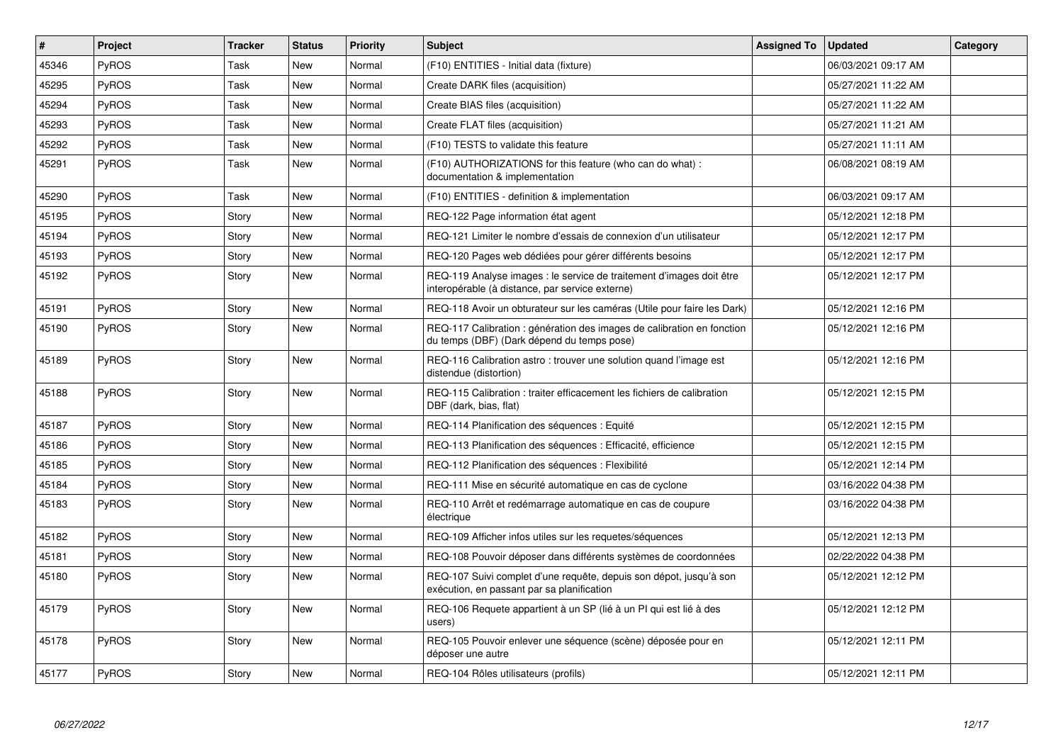| # | Project | Tracker | Status | Priority | Subject | Assigned To | Updated | Category |
|---|---|---|---|---|---|---|---|---|
| 45346 | PyROS | Task | New | Normal | (F10) ENTITIES - Initial data (fixture) | | 06/03/2021 09:17 AM | |
| 45295 | PyROS | Task | New | Normal | Create DARK files (acquisition) | | 05/27/2021 11:22 AM | |
| 45294 | PyROS | Task | New | Normal | Create BIAS files (acquisition) | | 05/27/2021 11:22 AM | |
| 45293 | PyROS | Task | New | Normal | Create FLAT files (acquisition) | | 05/27/2021 11:21 AM | |
| 45292 | PyROS | Task | New | Normal | (F10) TESTS to validate this feature | | 05/27/2021 11:11 AM | |
| 45291 | PyROS | Task | New | Normal | (F10) AUTHORIZATIONS for this feature (who can do what) : documentation & implementation | | 06/08/2021 08:19 AM | |
| 45290 | PyROS | Task | New | Normal | (F10) ENTITIES - definition & implementation | | 06/03/2021 09:17 AM | |
| 45195 | PyROS | Story | New | Normal | REQ-122 Page information état agent | | 05/12/2021 12:18 PM | |
| 45194 | PyROS | Story | New | Normal | REQ-121 Limiter le nombre d'essais de connexion d'un utilisateur | | 05/12/2021 12:17 PM | |
| 45193 | PyROS | Story | New | Normal | REQ-120 Pages web dédiées pour gérer différents besoins | | 05/12/2021 12:17 PM | |
| 45192 | PyROS | Story | New | Normal | REQ-119 Analyse images : le service de traitement d'images doit être interopérable (à distance, par service externe) | | 05/12/2021 12:17 PM | |
| 45191 | PyROS | Story | New | Normal | REQ-118 Avoir un obturateur sur les caméras (Utile pour faire les Dark) | | 05/12/2021 12:16 PM | |
| 45190 | PyROS | Story | New | Normal | REQ-117 Calibration : génération des images de calibration en fonction du temps (DBF) (Dark dépend du temps pose) | | 05/12/2021 12:16 PM | |
| 45189 | PyROS | Story | New | Normal | REQ-116 Calibration astro : trouver une solution quand l'image est distendue (distortion) | | 05/12/2021 12:16 PM | |
| 45188 | PyROS | Story | New | Normal | REQ-115 Calibration : traiter efficacement les fichiers de calibration DBF (dark, bias, flat) | | 05/12/2021 12:15 PM | |
| 45187 | PyROS | Story | New | Normal | REQ-114 Planification des séquences : Equité | | 05/12/2021 12:15 PM | |
| 45186 | PyROS | Story | New | Normal | REQ-113 Planification des séquences : Efficacité, efficience | | 05/12/2021 12:15 PM | |
| 45185 | PyROS | Story | New | Normal | REQ-112 Planification des séquences : Flexibilité | | 05/12/2021 12:14 PM | |
| 45184 | PyROS | Story | New | Normal | REQ-111 Mise en sécurité automatique en cas de cyclone | | 03/16/2022 04:38 PM | |
| 45183 | PyROS | Story | New | Normal | REQ-110 Arrêt et redémarrage automatique en cas de coupure électrique | | 03/16/2022 04:38 PM | |
| 45182 | PyROS | Story | New | Normal | REQ-109 Afficher infos utiles sur les requetes/séquences | | 05/12/2021 12:13 PM | |
| 45181 | PyROS | Story | New | Normal | REQ-108 Pouvoir déposer dans différents systèmes de coordonnées | | 02/22/2022 04:38 PM | |
| 45180 | PyROS | Story | New | Normal | REQ-107 Suivi complet d'une requête, depuis son dépot, jusqu'à son exécution, en passant par sa planification | | 05/12/2021 12:12 PM | |
| 45179 | PyROS | Story | New | Normal | REQ-106 Requete appartient à un SP (lié à un PI qui est lié à des users) | | 05/12/2021 12:12 PM | |
| 45178 | PyROS | Story | New | Normal | REQ-105 Pouvoir enlever une séquence (scène) déposée pour en déposer une autre | | 05/12/2021 12:11 PM | |
| 45177 | PyROS | Story | New | Normal | REQ-104 Rôles utilisateurs (profils) | | 05/12/2021 12:11 PM | |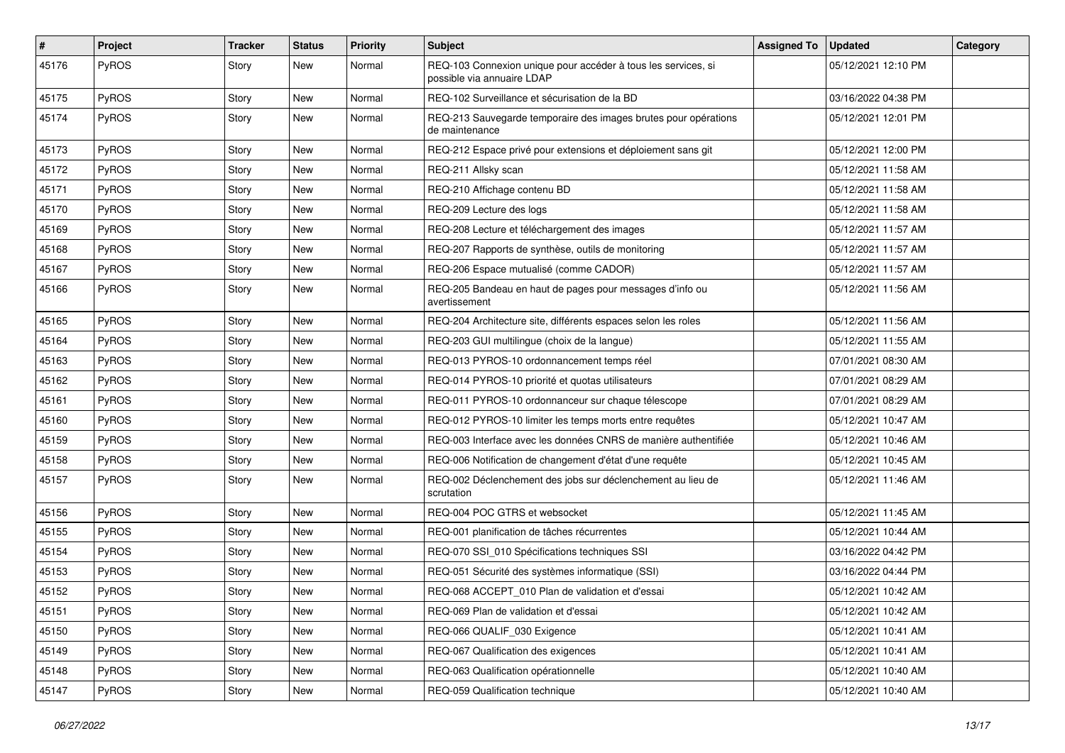| # | Project | Tracker | Status | Priority | Subject | Assigned To | Updated | Category |
| --- | --- | --- | --- | --- | --- | --- | --- | --- |
| 45176 | PyROS | Story | New | Normal | REQ-103 Connexion unique pour accéder à tous les services, si possible via annuaire LDAP | | 05/12/2021 12:10 PM | |
| 45175 | PyROS | Story | New | Normal | REQ-102 Surveillance et sécurisation de la BD | | 03/16/2022 04:38 PM | |
| 45174 | PyROS | Story | New | Normal | REQ-213 Sauvegarde temporaire des images brutes pour opérations de maintenance | | 05/12/2021 12:01 PM | |
| 45173 | PyROS | Story | New | Normal | REQ-212 Espace privé pour extensions et déploiement sans git | | 05/12/2021 12:00 PM | |
| 45172 | PyROS | Story | New | Normal | REQ-211 Allsky scan | | 05/12/2021 11:58 AM | |
| 45171 | PyROS | Story | New | Normal | REQ-210 Affichage contenu BD | | 05/12/2021 11:58 AM | |
| 45170 | PyROS | Story | New | Normal | REQ-209 Lecture des logs | | 05/12/2021 11:58 AM | |
| 45169 | PyROS | Story | New | Normal | REQ-208 Lecture et téléchargement des images | | 05/12/2021 11:57 AM | |
| 45168 | PyROS | Story | New | Normal | REQ-207 Rapports de synthèse, outils de monitoring | | 05/12/2021 11:57 AM | |
| 45167 | PyROS | Story | New | Normal | REQ-206 Espace mutualisé (comme CADOR) | | 05/12/2021 11:57 AM | |
| 45166 | PyROS | Story | New | Normal | REQ-205 Bandeau en haut de pages pour messages d'info ou avertissement | | 05/12/2021 11:56 AM | |
| 45165 | PyROS | Story | New | Normal | REQ-204 Architecture site, différents espaces selon les roles | | 05/12/2021 11:56 AM | |
| 45164 | PyROS | Story | New | Normal | REQ-203 GUI multilingue (choix de la langue) | | 05/12/2021 11:55 AM | |
| 45163 | PyROS | Story | New | Normal | REQ-013 PYROS-10 ordonnancement temps réel | | 07/01/2021 08:30 AM | |
| 45162 | PyROS | Story | New | Normal | REQ-014 PYROS-10 priorité et quotas utilisateurs | | 07/01/2021 08:29 AM | |
| 45161 | PyROS | Story | New | Normal | REQ-011 PYROS-10 ordonnanceur sur chaque télescope | | 07/01/2021 08:29 AM | |
| 45160 | PyROS | Story | New | Normal | REQ-012 PYROS-10 limiter les temps morts entre requêtes | | 05/12/2021 10:47 AM | |
| 45159 | PyROS | Story | New | Normal | REQ-003 Interface avec les données CNRS de manière authentifiée | | 05/12/2021 10:46 AM | |
| 45158 | PyROS | Story | New | Normal | REQ-006 Notification de changement d'état d'une requête | | 05/12/2021 10:45 AM | |
| 45157 | PyROS | Story | New | Normal | REQ-002 Déclenchement des jobs sur déclenchement au lieu de scrutation | | 05/12/2021 11:46 AM | |
| 45156 | PyROS | Story | New | Normal | REQ-004 POC GTRS et websocket | | 05/12/2021 11:45 AM | |
| 45155 | PyROS | Story | New | Normal | REQ-001 planification de tâches récurrentes | | 05/12/2021 10:44 AM | |
| 45154 | PyROS | Story | New | Normal | REQ-070 SSI_010 Spécifications techniques SSI | | 03/16/2022 04:42 PM | |
| 45153 | PyROS | Story | New | Normal | REQ-051 Sécurité des systèmes informatique (SSI) | | 03/16/2022 04:44 PM | |
| 45152 | PyROS | Story | New | Normal | REQ-068 ACCEPT_010 Plan de validation et d'essai | | 05/12/2021 10:42 AM | |
| 45151 | PyROS | Story | New | Normal | REQ-069 Plan de validation et d'essai | | 05/12/2021 10:42 AM | |
| 45150 | PyROS | Story | New | Normal | REQ-066 QUALIF_030 Exigence | | 05/12/2021 10:41 AM | |
| 45149 | PyROS | Story | New | Normal | REQ-067 Qualification des exigences | | 05/12/2021 10:41 AM | |
| 45148 | PyROS | Story | New | Normal | REQ-063 Qualification opérationnelle | | 05/12/2021 10:40 AM | |
| 45147 | PyROS | Story | New | Normal | REQ-059 Qualification technique | | 05/12/2021 10:40 AM | |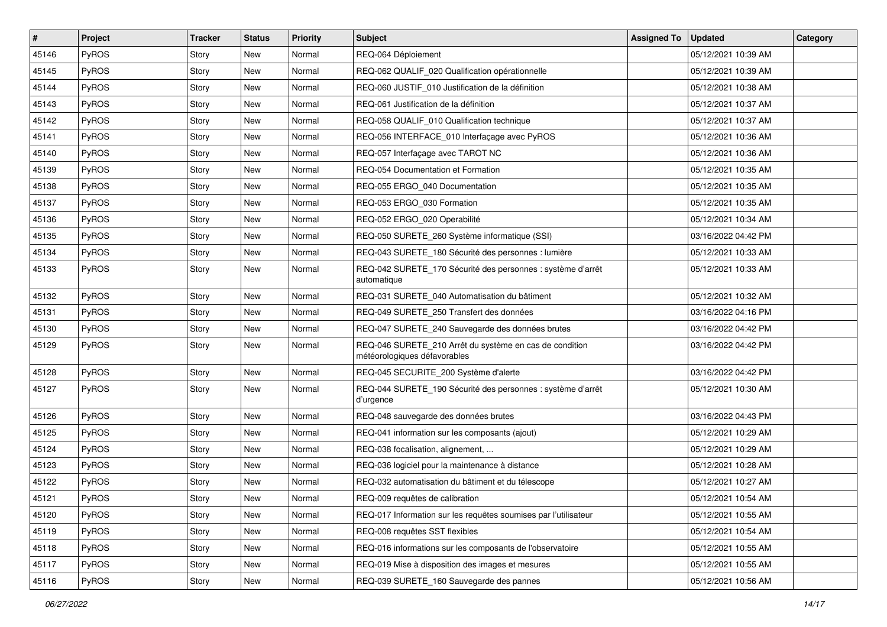| # | Project | Tracker | Status | Priority | Subject | Assigned To | Updated | Category |
|---|---|---|---|---|---|---|---|---|
| 45146 | PyROS | Story | New | Normal | REQ-064 Déploiement | | 05/12/2021 10:39 AM | |
| 45145 | PyROS | Story | New | Normal | REQ-062 QUALIF_020 Qualification opérationnelle | | 05/12/2021 10:39 AM | |
| 45144 | PyROS | Story | New | Normal | REQ-060 JUSTIF_010 Justification de la définition | | 05/12/2021 10:38 AM | |
| 45143 | PyROS | Story | New | Normal | REQ-061 Justification de la définition | | 05/12/2021 10:37 AM | |
| 45142 | PyROS | Story | New | Normal | REQ-058 QUALIF_010 Qualification technique | | 05/12/2021 10:37 AM | |
| 45141 | PyROS | Story | New | Normal | REQ-056 INTERFACE_010 Interfaçage avec PyROS | | 05/12/2021 10:36 AM | |
| 45140 | PyROS | Story | New | Normal | REQ-057 Interfaçage avec TAROT NC | | 05/12/2021 10:36 AM | |
| 45139 | PyROS | Story | New | Normal | REQ-054 Documentation et Formation | | 05/12/2021 10:35 AM | |
| 45138 | PyROS | Story | New | Normal | REQ-055 ERGO_040 Documentation | | 05/12/2021 10:35 AM | |
| 45137 | PyROS | Story | New | Normal | REQ-053 ERGO_030 Formation | | 05/12/2021 10:35 AM | |
| 45136 | PyROS | Story | New | Normal | REQ-052 ERGO_020 Operabilité | | 05/12/2021 10:34 AM | |
| 45135 | PyROS | Story | New | Normal | REQ-050 SURETE_260 Système informatique (SSI) | | 03/16/2022 04:42 PM | |
| 45134 | PyROS | Story | New | Normal | REQ-043 SURETE_180 Sécurité des personnes : lumière | | 05/12/2021 10:33 AM | |
| 45133 | PyROS | Story | New | Normal | REQ-042 SURETE_170 Sécurité des personnes : système d'arrêt automatique | | 05/12/2021 10:33 AM | |
| 45132 | PyROS | Story | New | Normal | REQ-031 SURETE_040 Automatisation du bâtiment | | 05/12/2021 10:32 AM | |
| 45131 | PyROS | Story | New | Normal | REQ-049 SURETE_250 Transfert des données | | 03/16/2022 04:16 PM | |
| 45130 | PyROS | Story | New | Normal | REQ-047 SURETE_240 Sauvegarde des données brutes | | 03/16/2022 04:42 PM | |
| 45129 | PyROS | Story | New | Normal | REQ-046 SURETE_210 Arrêt du système en cas de condition météorologiques défavorables | | 03/16/2022 04:42 PM | |
| 45128 | PyROS | Story | New | Normal | REQ-045 SECURITE_200 Système d'alerte | | 03/16/2022 04:42 PM | |
| 45127 | PyROS | Story | New | Normal | REQ-044 SURETE_190 Sécurité des personnes : système d'arrêt d'urgence | | 05/12/2021 10:30 AM | |
| 45126 | PyROS | Story | New | Normal | REQ-048 sauvegarde des données brutes | | 03/16/2022 04:43 PM | |
| 45125 | PyROS | Story | New | Normal | REQ-041 information sur les composants (ajout) | | 05/12/2021 10:29 AM | |
| 45124 | PyROS | Story | New | Normal | REQ-038 focalisation, alignement, ... | | 05/12/2021 10:29 AM | |
| 45123 | PyROS | Story | New | Normal | REQ-036 logiciel pour la maintenance à distance | | 05/12/2021 10:28 AM | |
| 45122 | PyROS | Story | New | Normal | REQ-032 automatisation du bâtiment et du télescope | | 05/12/2021 10:27 AM | |
| 45121 | PyROS | Story | New | Normal | REQ-009 requêtes de calibration | | 05/12/2021 10:54 AM | |
| 45120 | PyROS | Story | New | Normal | REQ-017 Information sur les requêtes soumises par l'utilisateur | | 05/12/2021 10:55 AM | |
| 45119 | PyROS | Story | New | Normal | REQ-008 requêtes SST flexibles | | 05/12/2021 10:54 AM | |
| 45118 | PyROS | Story | New | Normal | REQ-016 informations sur les composants de l'observatoire | | 05/12/2021 10:55 AM | |
| 45117 | PyROS | Story | New | Normal | REQ-019 Mise à disposition des images et mesures | | 05/12/2021 10:55 AM | |
| 45116 | PyROS | Story | New | Normal | REQ-039 SURETE_160 Sauvegarde des pannes | | 05/12/2021 10:56 AM | |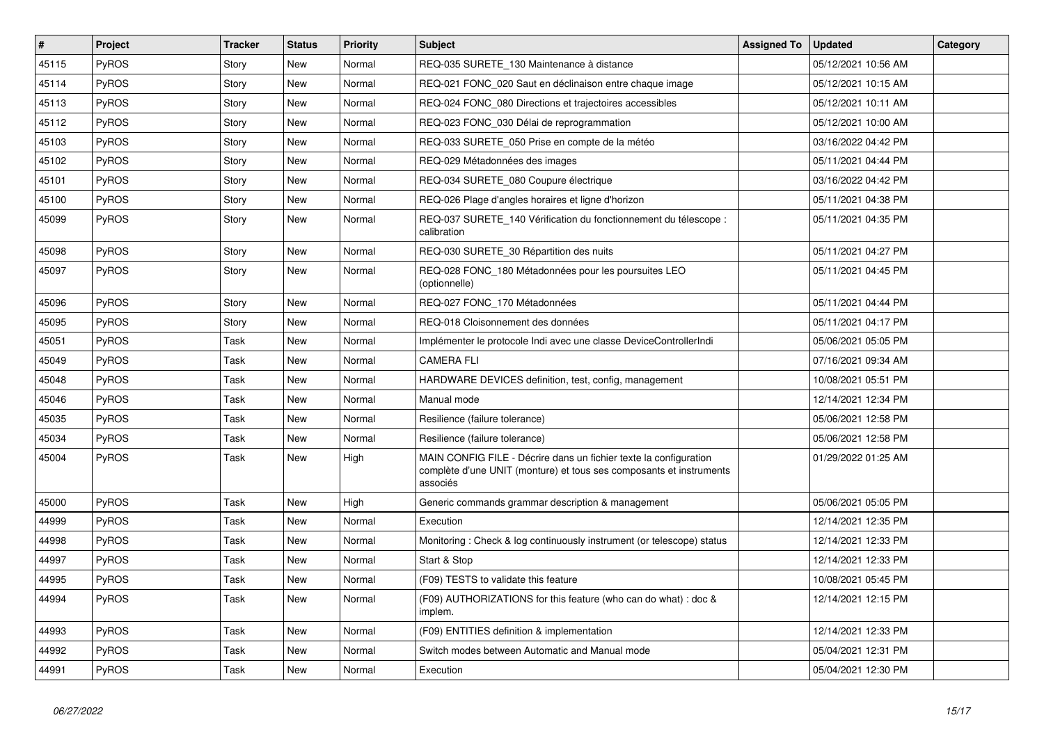| # | Project | Tracker | Status | Priority | Subject | Assigned To | Updated | Category |
|---|---|---|---|---|---|---|---|---|
| 45115 | PyROS | Story | New | Normal | REQ-035 SURETE_130 Maintenance à distance | | 05/12/2021 10:56 AM | |
| 45114 | PyROS | Story | New | Normal | REQ-021 FONC_020 Saut en déclinaison entre chaque image | | 05/12/2021 10:15 AM | |
| 45113 | PyROS | Story | New | Normal | REQ-024 FONC_080 Directions et trajectoires accessibles | | 05/12/2021 10:11 AM | |
| 45112 | PyROS | Story | New | Normal | REQ-023 FONC_030 Délai de reprogrammation | | 05/12/2021 10:00 AM | |
| 45103 | PyROS | Story | New | Normal | REQ-033 SURETE_050 Prise en compte de la météo | | 03/16/2022 04:42 PM | |
| 45102 | PyROS | Story | New | Normal | REQ-029 Métadonnées des images | | 05/11/2021 04:44 PM | |
| 45101 | PyROS | Story | New | Normal | REQ-034 SURETE_080 Coupure électrique | | 03/16/2022 04:42 PM | |
| 45100 | PyROS | Story | New | Normal | REQ-026 Plage d'angles horaires et ligne d'horizon | | 05/11/2021 04:38 PM | |
| 45099 | PyROS | Story | New | Normal | REQ-037 SURETE_140 Vérification du fonctionnement du télescope : calibration | | 05/11/2021 04:35 PM | |
| 45098 | PyROS | Story | New | Normal | REQ-030 SURETE_30 Répartition des nuits | | 05/11/2021 04:27 PM | |
| 45097 | PyROS | Story | New | Normal | REQ-028 FONC_180 Métadonnées pour les poursuites LEO (optionnelle) | | 05/11/2021 04:45 PM | |
| 45096 | PyROS | Story | New | Normal | REQ-027 FONC_170 Métadonnées | | 05/11/2021 04:44 PM | |
| 45095 | PyROS | Story | New | Normal | REQ-018 Cloisonnement des données | | 05/11/2021 04:17 PM | |
| 45051 | PyROS | Task | New | Normal | Implémenter le protocole Indi avec une classe DeviceControllerIndi | | 05/06/2021 05:05 PM | |
| 45049 | PyROS | Task | New | Normal | CAMERA FLI | | 07/16/2021 09:34 AM | |
| 45048 | PyROS | Task | New | Normal | HARDWARE DEVICES definition, test, config, management | | 10/08/2021 05:51 PM | |
| 45046 | PyROS | Task | New | Normal | Manual mode | | 12/14/2021 12:34 PM | |
| 45035 | PyROS | Task | New | Normal | Resilience (failure tolerance) | | 05/06/2021 12:58 PM | |
| 45034 | PyROS | Task | New | Normal | Resilience (failure tolerance) | | 05/06/2021 12:58 PM | |
| 45004 | PyROS | Task | New | High | MAIN CONFIG FILE - Décrire dans un fichier texte la configuration complète d'une UNIT (monture) et tous ses composants et instruments associés | | 01/29/2022 01:25 AM | |
| 45000 | PyROS | Task | New | High | Generic commands grammar description & management | | 05/06/2021 05:05 PM | |
| 44999 | PyROS | Task | New | Normal | Execution | | 12/14/2021 12:35 PM | |
| 44998 | PyROS | Task | New | Normal | Monitoring : Check & log continuously instrument (or telescope) status | | 12/14/2021 12:33 PM | |
| 44997 | PyROS | Task | New | Normal | Start & Stop | | 12/14/2021 12:33 PM | |
| 44995 | PyROS | Task | New | Normal | (F09) TESTS to validate this feature | | 10/08/2021 05:45 PM | |
| 44994 | PyROS | Task | New | Normal | (F09) AUTHORIZATIONS for this feature (who can do what) : doc & implem. | | 12/14/2021 12:15 PM | |
| 44993 | PyROS | Task | New | Normal | (F09) ENTITIES definition & implementation | | 12/14/2021 12:33 PM | |
| 44992 | PyROS | Task | New | Normal | Switch modes between Automatic and Manual mode | | 05/04/2021 12:31 PM | |
| 44991 | PyROS | Task | New | Normal | Execution | | 05/04/2021 12:30 PM | |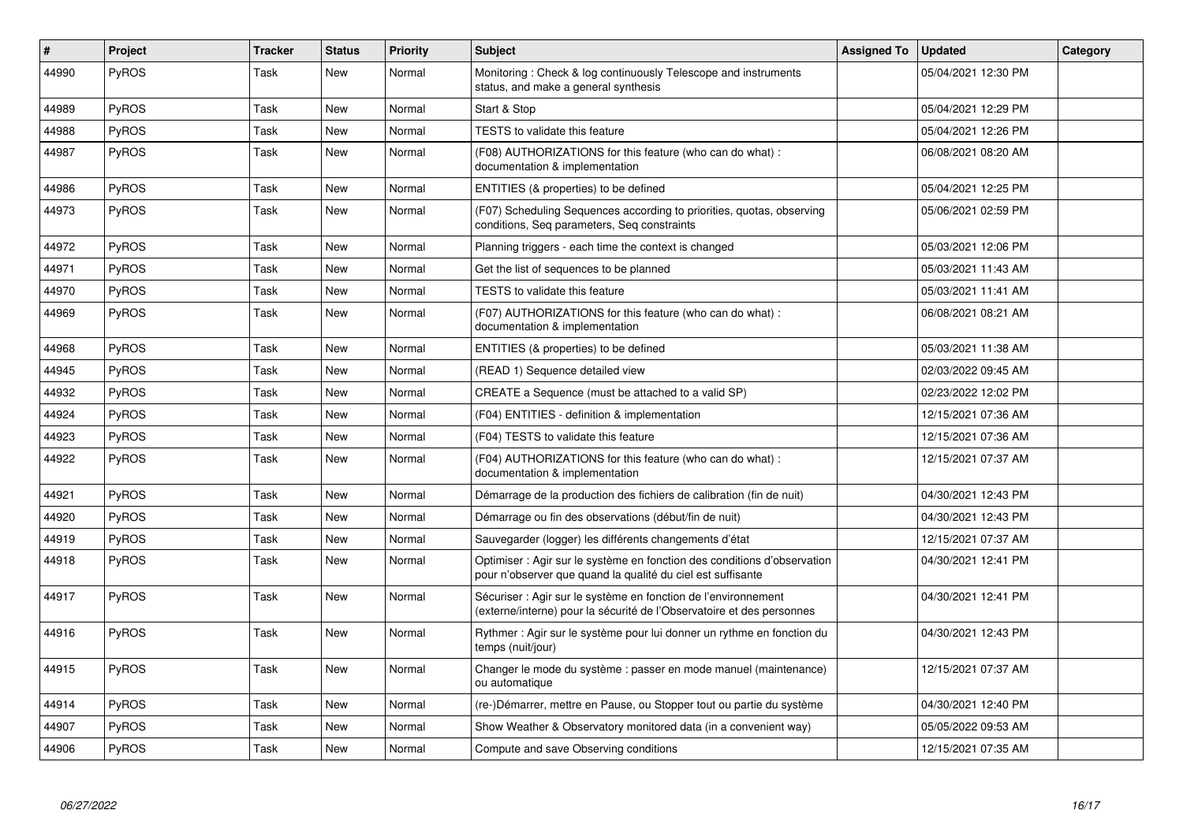| # | Project | Tracker | Status | Priority | Subject | Assigned To | Updated | Category |
|---|---|---|---|---|---|---|---|---|
| 44990 | PyROS | Task | New | Normal | Monitoring : Check & log continuously Telescope and instruments status, and make a general synthesis | | 05/04/2021 12:30 PM | |
| 44989 | PyROS | Task | New | Normal | Start & Stop | | 05/04/2021 12:29 PM | |
| 44988 | PyROS | Task | New | Normal | TESTS to validate this feature | | 05/04/2021 12:26 PM | |
| 44987 | PyROS | Task | New | Normal | (F08) AUTHORIZATIONS for this feature (who can do what) : documentation & implementation | | 06/08/2021 08:20 AM | |
| 44986 | PyROS | Task | New | Normal | ENTITIES (& properties) to be defined | | 05/04/2021 12:25 PM | |
| 44973 | PyROS | Task | New | Normal | (F07) Scheduling Sequences according to priorities, quotas, observing conditions, Seq parameters, Seq constraints | | 05/06/2021 02:59 PM | |
| 44972 | PyROS | Task | New | Normal | Planning triggers - each time the context is changed | | 05/03/2021 12:06 PM | |
| 44971 | PyROS | Task | New | Normal | Get the list of sequences to be planned | | 05/03/2021 11:43 AM | |
| 44970 | PyROS | Task | New | Normal | TESTS to validate this feature | | 05/03/2021 11:41 AM | |
| 44969 | PyROS | Task | New | Normal | (F07) AUTHORIZATIONS for this feature (who can do what) : documentation & implementation | | 06/08/2021 08:21 AM | |
| 44968 | PyROS | Task | New | Normal | ENTITIES (& properties) to be defined | | 05/03/2021 11:38 AM | |
| 44945 | PyROS | Task | New | Normal | (READ 1) Sequence detailed view | | 02/03/2022 09:45 AM | |
| 44932 | PyROS | Task | New | Normal | CREATE a Sequence (must be attached to a valid SP) | | 02/23/2022 12:02 PM | |
| 44924 | PyROS | Task | New | Normal | (F04) ENTITIES - definition & implementation | | 12/15/2021 07:36 AM | |
| 44923 | PyROS | Task | New | Normal | (F04) TESTS to validate this feature | | 12/15/2021 07:36 AM | |
| 44922 | PyROS | Task | New | Normal | (F04) AUTHORIZATIONS for this feature (who can do what) : documentation & implementation | | 12/15/2021 07:37 AM | |
| 44921 | PyROS | Task | New | Normal | Démarrage de la production des fichiers de calibration (fin de nuit) | | 04/30/2021 12:43 PM | |
| 44920 | PyROS | Task | New | Normal | Démarrage ou fin des observations (début/fin de nuit) | | 04/30/2021 12:43 PM | |
| 44919 | PyROS | Task | New | Normal | Sauvegarder (logger) les différents changements d'état | | 12/15/2021 07:37 AM | |
| 44918 | PyROS | Task | New | Normal | Optimiser : Agir sur le système en fonction des conditions d'observation pour n'observer que quand la qualité du ciel est suffisante | | 04/30/2021 12:41 PM | |
| 44917 | PyROS | Task | New | Normal | Sécuriser : Agir sur le système en fonction de l'environnement (externe/interne) pour la sécurité de l'Observatoire et des personnes | | 04/30/2021 12:41 PM | |
| 44916 | PyROS | Task | New | Normal | Rythmer : Agir sur le système pour lui donner un rythme en fonction du temps (nuit/jour) | | 04/30/2021 12:43 PM | |
| 44915 | PyROS | Task | New | Normal | Changer le mode du système : passer en mode manuel (maintenance) ou automatique | | 12/15/2021 07:37 AM | |
| 44914 | PyROS | Task | New | Normal | (re-)Démarrer, mettre en Pause, ou Stopper tout ou partie du système | | 04/30/2021 12:40 PM | |
| 44907 | PyROS | Task | New | Normal | Show Weather & Observatory monitored data (in a convenient way) | | 05/05/2022 09:53 AM | |
| 44906 | PyROS | Task | New | Normal | Compute and save Observing conditions | | 12/15/2021 07:35 AM | |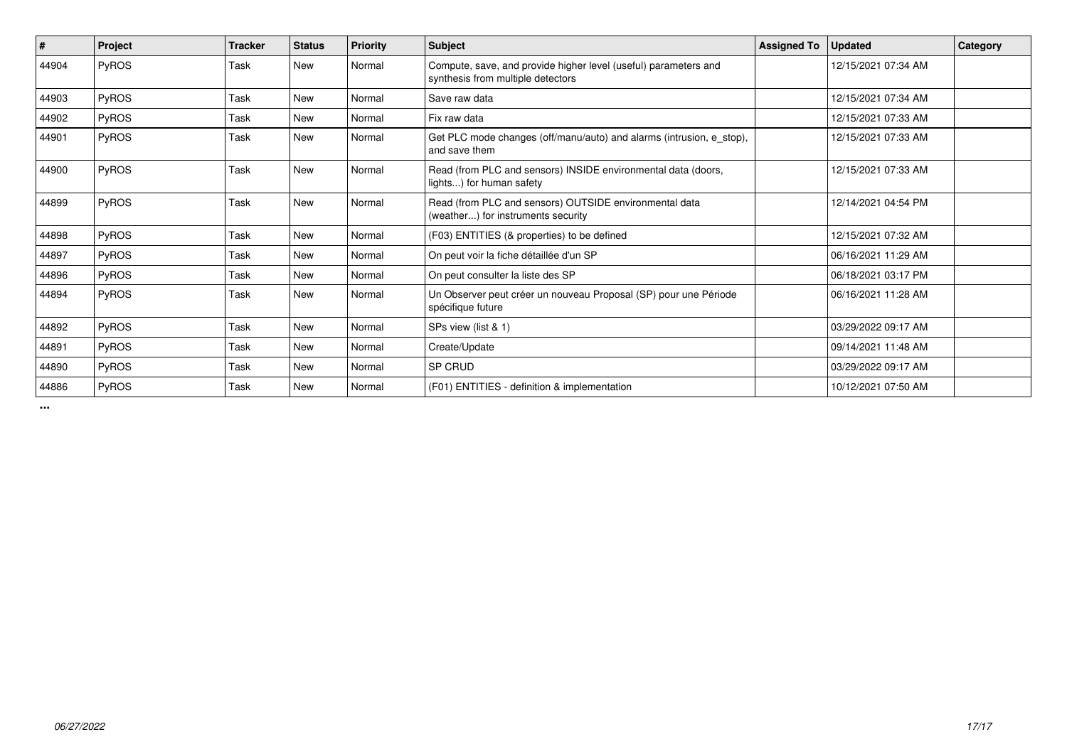| # | Project | Tracker | Status | Priority | Subject | Assigned To | Updated | Category |
|---|---|---|---|---|---|---|---|---|
| 44904 | PyROS | Task | New | Normal | Compute, save, and provide higher level (useful) parameters and synthesis from multiple detectors | | 12/15/2021 07:34 AM | |
| 44903 | PyROS | Task | New | Normal | Save raw data | | 12/15/2021 07:34 AM | |
| 44902 | PyROS | Task | New | Normal | Fix raw data | | 12/15/2021 07:33 AM | |
| 44901 | PyROS | Task | New | Normal | Get PLC mode changes (off/manu/auto) and alarms (intrusion, e_stop), and save them | | 12/15/2021 07:33 AM | |
| 44900 | PyROS | Task | New | Normal | Read (from PLC and sensors) INSIDE environmental data (doors, lights...) for human safety | | 12/15/2021 07:33 AM | |
| 44899 | PyROS | Task | New | Normal | Read (from PLC and sensors) OUTSIDE environmental data (weather...) for instruments security | | 12/14/2021 04:54 PM | |
| 44898 | PyROS | Task | New | Normal | (F03) ENTITIES (& properties) to be defined | | 12/15/2021 07:32 AM | |
| 44897 | PyROS | Task | New | Normal | On peut voir la fiche détaillée d'un SP | | 06/16/2021 11:29 AM | |
| 44896 | PyROS | Task | New | Normal | On peut consulter la liste des SP | | 06/18/2021 03:17 PM | |
| 44894 | PyROS | Task | New | Normal | Un Observer peut créer un nouveau Proposal (SP) pour une Période spécifique future | | 06/16/2021 11:28 AM | |
| 44892 | PyROS | Task | New | Normal | SPs view (list & 1) | | 03/29/2022 09:17 AM | |
| 44891 | PyROS | Task | New | Normal | Create/Update | | 09/14/2021 11:48 AM | |
| 44890 | PyROS | Task | New | Normal | SP CRUD | | 03/29/2022 09:17 AM | |
| 44886 | PyROS | Task | New | Normal | (F01) ENTITIES - definition & implementation | | 10/12/2021 07:50 AM | |

...